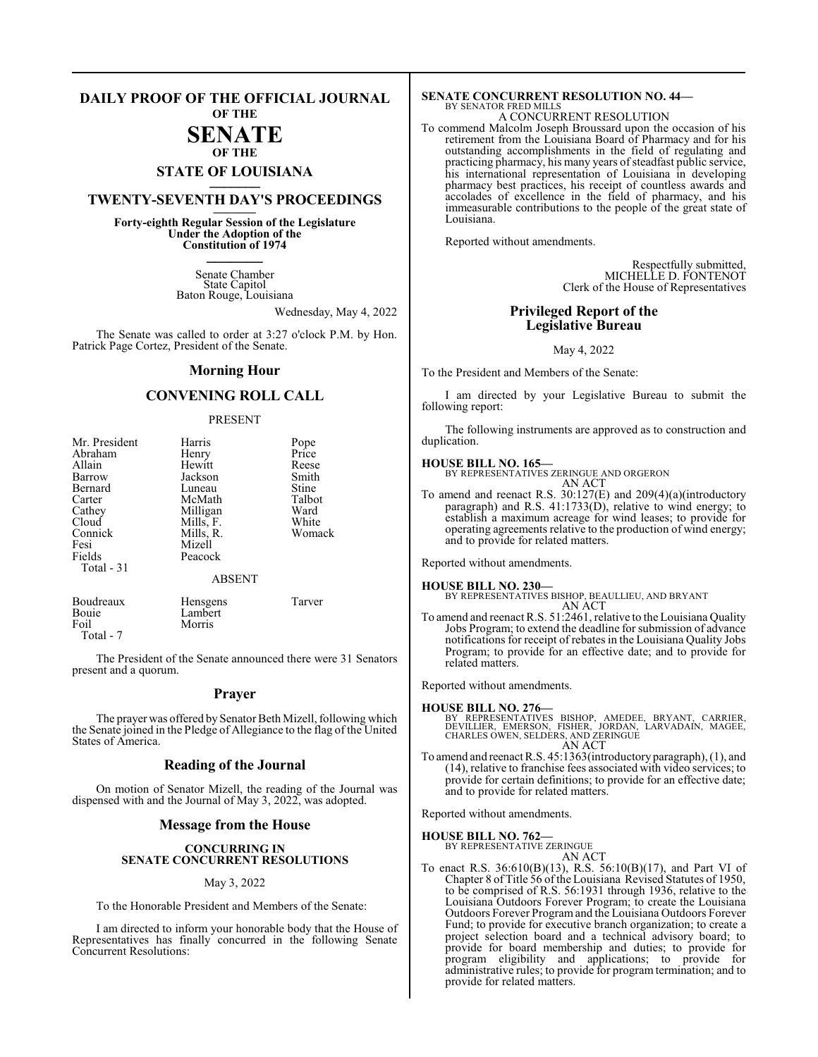# DAILY PROOF OF THE OFFICIAL JOURNAL OF THE SENATE OF THE STATE OF LOUISIANA

## TWENTY-SEVENTH DAY'S PROCEEDINGS

**Forty-eighth Regular Session of the Legislature Under the Adoption of the Constitution of 1974**

Senate Chamber
State Capitol
Baton Rouge, Louisiana

Wednesday, May 4, 2022

The Senate was called to order at 3:27 o'clock P.M. by Hon. Patrick Page Cortez, President of the Senate.

## Morning Hour

## CONVENING ROLL CALL

PRESENT

| | | |
|---|---|---|
| Mr. President | Harris | Pope |
| Abraham | Henry | Price |
| Allain | Hewitt | Reese |
| Barrow | Jackson | Smith |
| Bernard | Luneau | Stine |
| Carter | McMath | Talbot |
| Cathey | Milligan | Ward |
| Cloud | Mills, F. | White |
| Connick | Mills, R. | Womack |
| Fesi | Mizell | |
| Fields | Peacock | |
| Total - 31 | | |

ABSENT

| | | |
|---|---|---|
| Boudreaux | Hensgens | Tarver |
| Bouie | Lambert | |
| Foil | Morris | |
| Total - 7 | | |

The President of the Senate announced there were 31 Senators present and a quorum.

## Prayer

The prayer was offered by Senator Beth Mizell, following which the Senate joined in the Pledge of Allegiance to the flag of the United States of America.

## Reading of the Journal

On motion of Senator Mizell, the reading of the Journal was dispensed with and the Journal of May 3, 2022, was adopted.

## Message from the House

### CONCURRING IN SENATE CONCURRENT RESOLUTIONS

May 3, 2022

To the Honorable President and Members of the Senate:

I am directed to inform your honorable body that the House of Representatives has finally concurred in the following Senate Concurrent Resolutions:

**SENATE CONCURRENT RESOLUTION NO. 44—**
BY SENATOR FRED MILLS
A CONCURRENT RESOLUTION

To commend Malcolm Joseph Broussard upon the occasion of his retirement from the Louisiana Board of Pharmacy and for his outstanding accomplishments in the field of regulating and practicing pharmacy, his many years of steadfast public service, his international representation of Louisiana in developing pharmacy best practices, his receipt of countless awards and accolades of excellence in the field of pharmacy, and his immeasurable contributions to the people of the great state of Louisiana.

Reported without amendments.

Respectfully submitted,
MICHELLE D. FONTENOT
Clerk of the House of Representatives

## Privileged Report of the Legislative Bureau

May 4, 2022

To the President and Members of the Senate:

I am directed by your Legislative Bureau to submit the following report:

The following instruments are approved as to construction and duplication.

**HOUSE BILL NO. 165—**
BY REPRESENTATIVES ZERINGUE AND ORGERON
AN ACT

To amend and reenact R.S. 30:127(E) and 209(4)(a)(introductory paragraph) and R.S. 41:1733(D), relative to wind energy; to establish a maximum acreage for wind leases; to provide for operating agreements relative to the production of wind energy; and to provide for related matters.

Reported without amendments.

**HOUSE BILL NO. 230—**
BY REPRESENTATIVES BISHOP, BEAULLIEU, AND BRYANT
AN ACT

To amend and reenact R.S. 51:2461, relative to the Louisiana Quality Jobs Program; to extend the deadline for submission of advance notifications for receipt of rebates in the Louisiana Quality Jobs Program; to provide for an effective date; and to provide for related matters.

Reported without amendments.

**HOUSE BILL NO. 276—**
BY REPRESENTATIVES BISHOP, AMEDEE, BRYANT, CARRIER, DEVILLIER, EMERSON, FISHER, JORDAN, LARVADAIN, MAGEE, CHARLES OWEN, SELDERS, AND ZERINGUE
AN ACT

To amend and reenact R.S. 45:1363(introductory paragraph), (1), and (14), relative to franchise fees associated with video services; to provide for certain definitions; to provide for an effective date; and to provide for related matters.

Reported without amendments.

**HOUSE BILL NO. 762—**
BY REPRESENTATIVE ZERINGUE
AN ACT

To enact R.S. 36:610(B)(13), R.S. 56:10(B)(17), and Part VI of Chapter 8 of Title 56 of the Louisiana Revised Statutes of 1950, to be comprised of R.S. 56:1931 through 1936, relative to the Louisiana Outdoors Forever Program; to create the Louisiana Outdoors Forever Program and the Louisiana Outdoors Forever Fund; to provide for executive branch organization; to create a project selection board and a technical advisory board; to provide for board membership and duties; to provide for program eligibility and applications; to provide for administrative rules; to provide for program termination; and to provide for related matters.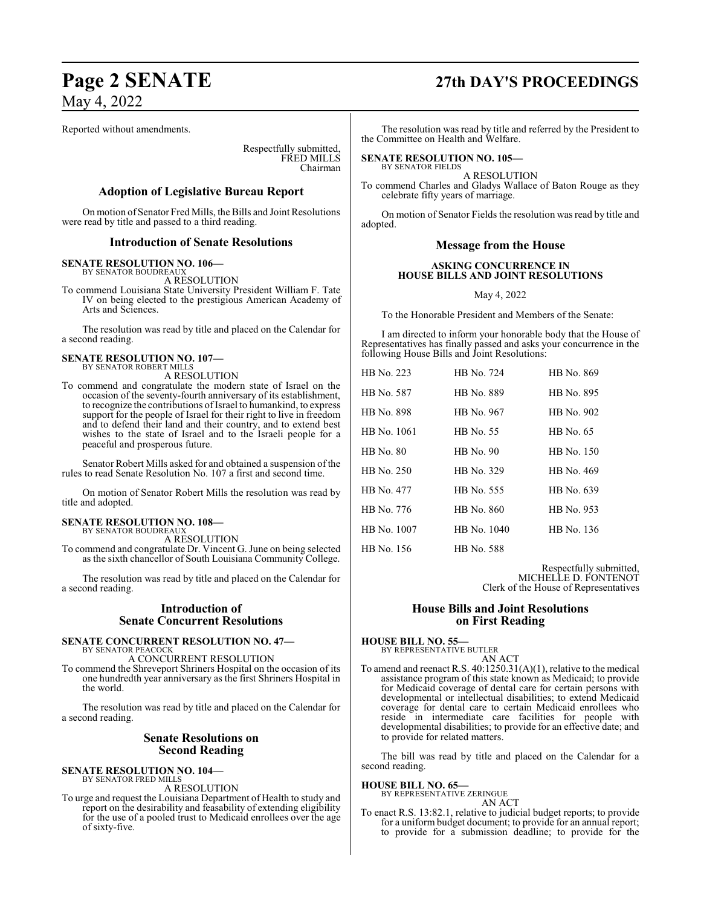Reported without amendments.

Respectfully submitted,
FRED MILLS
Chairman

## Adoption of Legislative Bureau Report

On motion of Senator Fred Mills, the Bills and Joint Resolutions were read by title and passed to a third reading.

## Introduction of Senate Resolutions

**SENATE RESOLUTION NO. 106—**
BY SENATOR BOUDREAUX

A RESOLUTION

To commend Louisiana State University President William F. Tate IV on being elected to the prestigious American Academy of Arts and Sciences.

The resolution was read by title and placed on the Calendar for a second reading.

**SENATE RESOLUTION NO. 107—**
BY SENATOR ROBERT MILLS

A RESOLUTION

To commend and congratulate the modern state of Israel on the occasion of the seventy-fourth anniversary of its establishment, to recognize the contributions of Israel to humankind, to express support for the people of Israel for their right to live in freedom and to defend their land and their country, and to extend best wishes to the state of Israel and to the Israeli people for a peaceful and prosperous future.

Senator Robert Mills asked for and obtained a suspension of the rules to read Senate Resolution No. 107 a first and second time.

On motion of Senator Robert Mills the resolution was read by title and adopted.

**SENATE RESOLUTION NO. 108—**
BY SENATOR BOUDREAUX

A RESOLUTION

To commend and congratulate Dr. Vincent G. June on being selected as the sixth chancellor of South Louisiana Community College.

The resolution was read by title and placed on the Calendar for a second reading.

## Introduction of Senate Concurrent Resolutions

**SENATE CONCURRENT RESOLUTION NO. 47—**
BY SENATOR PEACOCK

A CONCURRENT RESOLUTION

To commend the Shreveport Shriners Hospital on the occasion of its one hundredth year anniversary as the first Shriners Hospital in the world.

The resolution was read by title and placed on the Calendar for a second reading.

## Senate Resolutions on Second Reading

**SENATE RESOLUTION NO. 104—**
BY SENATOR FRED MILLS

A RESOLUTION

To urge and request the Louisiana Department of Health to study and report on the desirability and feasability of extending eligibility for the use of a pooled trust to Medicaid enrollees over the age of sixty-five.

The resolution was read by title and referred by the President to the Committee on Health and Welfare.

**SENATE RESOLUTION NO. 105—**
BY SENATOR FIELDS

A RESOLUTION

To commend Charles and Gladys Wallace of Baton Rouge as they celebrate fifty years of marriage.

On motion of Senator Fields the resolution was read by title and adopted.

## Message from the House

**ASKING CONCURRENCE IN HOUSE BILLS AND JOINT RESOLUTIONS**

May 4, 2022

To the Honorable President and Members of the Senate:

I am directed to inform your honorable body that the House of Representatives has finally passed and asks your concurrence in the following House Bills and Joint Resolutions:

| | | |
|---|---|---|
| HB No. 223 | HB No. 724 | HB No. 869 |
| HB No. 587 | HB No. 889 | HB No. 895 |
| HB No. 898 | HB No. 967 | HB No. 902 |
| HB No. 1061 | HB No. 55 | HB No. 65 |
| HB No. 80 | HB No. 90 | HB No. 150 |
| HB No. 250 | HB No. 329 | HB No. 469 |
| HB No. 477 | HB No. 555 | HB No. 639 |
| HB No. 776 | HB No. 860 | HB No. 953 |
| HB No. 1007 | HB No. 1040 | HB No. 136 |
| HB No. 156 | HB No. 588 | |

Respectfully submitted,
MICHELLE D. FONTENOT
Clerk of the House of Representatives

## House Bills and Joint Resolutions on First Reading

**HOUSE BILL NO. 55—**
BY REPRESENTATIVE BUTLER

AN ACT

To amend and reenact R.S. 40:1250.31(A)(1), relative to the medical assistance program of this state known as Medicaid; to provide for Medicaid coverage of dental care for certain persons with developmental or intellectual disabilities; to extend Medicaid coverage for dental care to certain Medicaid enrollees who reside in intermediate care facilities for people with developmental disabilities; to provide for an effective date; and to provide for related matters.

The bill was read by title and placed on the Calendar for a second reading.

**HOUSE BILL NO. 65—**
BY REPRESENTATIVE ZERINGUE

AN ACT

To enact R.S. 13:82.1, relative to judicial budget reports; to provide for a uniform budget document; to provide for an annual report; to provide for a submission deadline; to provide for the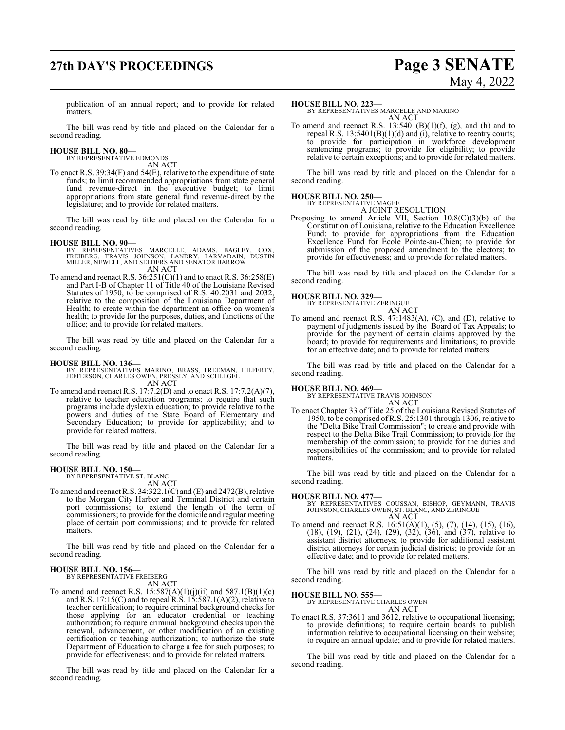publication of an annual report; and to provide for related matters.

The bill was read by title and placed on the Calendar for a second reading.

**HOUSE BILL NO. 80—**
BY REPRESENTATIVE EDMONDS
AN ACT

To enact R.S. 39:34(F) and 54(E), relative to the expenditure of state funds; to limit recommended appropriations from state general fund revenue-direct in the executive budget; to limit appropriations from state general fund revenue-direct by the legislature; and to provide for related matters.

The bill was read by title and placed on the Calendar for a second reading.

**HOUSE BILL NO. 90—**
BY REPRESENTATIVES MARCELLE, ADAMS, BAGLEY, COX, FREIBERG, TRAVIS JOHNSON, LANDRY, LARVADAIN, DUSTIN MILLER, NEWELL, AND SELDERS AND SENATOR BARROW
AN ACT

To amend and reenact R.S. 36:251(C)(1) and to enact R.S. 36:258(E) and Part I-B of Chapter 11 of Title 40 of the Louisiana Revised Statutes of 1950, to be comprised of R.S. 40:2031 and 2032, relative to the composition of the Louisiana Department of Health; to create within the department an office on women's health; to provide for the purposes, duties, and functions of the office; and to provide for related matters.

The bill was read by title and placed on the Calendar for a second reading.

**HOUSE BILL NO. 136—**
BY REPRESENTATIVES MARINO, BRASS, FREEMAN, HILFERTY, JEFFERSON, CHARLES OWEN, PRESSLY, AND SCHLEGEL
AN ACT

To amend and reenact R.S. 17:7.2(D) and to enact R.S. 17:7.2(A)(7), relative to teacher education programs; to require that such programs include dyslexia education; to provide relative to the powers and duties of the State Board of Elementary and Secondary Education; to provide for applicability; and to provide for related matters.

The bill was read by title and placed on the Calendar for a second reading.

**HOUSE BILL NO. 150—**
BY REPRESENTATIVE ST. BLANC
AN ACT

To amend and reenact R.S. 34:322.1(C) and (E) and 2472(B), relative to the Morgan City Harbor and Terminal District and certain port commissions; to extend the length of the term of commissioners; to provide for the domicile and regular meeting place of certain port commissions; and to provide for related matters.

The bill was read by title and placed on the Calendar for a second reading.

**HOUSE BILL NO. 156—**
BY REPRESENTATIVE FREIBERG
AN ACT

To amend and reenact R.S. 15:587(A)(1)(j)(ii) and 587.1(B)(1)(c) and R.S. 17:15(C) and to repeal R.S. 15:587.1(A)(2), relative to teacher certification; to require criminal background checks for those applying for an educator credential or teaching authorization; to require criminal background checks upon the renewal, advancement, or other modification of an existing certification or teaching authorization; to authorize the state Department of Education to charge a fee for such purposes; to provide for effectiveness; and to provide for related matters.

The bill was read by title and placed on the Calendar for a second reading.

**HOUSE BILL NO. 223—**
BY REPRESENTATIVES MARCELLE AND MARINO
AN ACT

To amend and reenact R.S. 13:5401(B)(1)(f), (g), and (h) and to repeal R.S. 13:5401(B)(1)(d) and (i), relative to reentry courts; to provide for participation in workforce development sentencing programs; to provide for eligibility; to provide relative to certain exceptions; and to provide for related matters.

The bill was read by title and placed on the Calendar for a second reading.

**HOUSE BILL NO. 250—**
BY REPRESENTATIVE MAGEE
A JOINT RESOLUTION

Proposing to amend Article VII, Section 10.8(C)(3)(b) of the Constitution of Louisiana, relative to the Education Excellence Fund; to provide for appropriations from the Education Excellence Fund for École Pointe-au-Chien; to provide for submission of the proposed amendment to the electors; to provide for effectiveness; and to provide for related matters.

The bill was read by title and placed on the Calendar for a second reading.

**HOUSE BILL NO. 329—**
BY REPRESENTATIVE ZERINGUE
AN ACT

To amend and reenact R.S. 47:1483(A), (C), and (D), relative to payment of judgments issued by the Board of Tax Appeals; to provide for the payment of certain claims approved by the board; to provide for requirements and limitations; to provide for an effective date; and to provide for related matters.

The bill was read by title and placed on the Calendar for a second reading.

**HOUSE BILL NO. 469—**
BY REPRESENTATIVE TRAVIS JOHNSON
AN ACT

To enact Chapter 33 of Title 25 of the Louisiana Revised Statutes of 1950, to be comprised of R.S. 25:1301 through 1306, relative to the "Delta Bike Trail Commission"; to create and provide with respect to the Delta Bike Trail Commission; to provide for the membership of the commission; to provide for the duties and responsibilities of the commission; and to provide for related matters.

The bill was read by title and placed on the Calendar for a second reading.

**HOUSE BILL NO. 477—**
BY REPRESENTATIVES COUSSAN, BISHOP, GEYMANN, TRAVIS JOHNSON, CHARLES OWEN, ST. BLANC, AND ZERINGUE
AN ACT

To amend and reenact R.S. 16:51(A)(1), (5), (7), (14), (15), (16), (18), (19), (21), (24), (29), (32), (36), and (37), relative to assistant district attorneys; to provide for additional assistant district attorneys for certain judicial districts; to provide for an effective date; and to provide for related matters.

The bill was read by title and placed on the Calendar for a second reading.

**HOUSE BILL NO. 555—**
BY REPRESENTATIVE CHARLES OWEN
AN ACT

To enact R.S. 37:3611 and 3612, relative to occupational licensing; to provide definitions; to require certain boards to publish information relative to occupational licensing on their website; to require an annual update; and to provide for related matters.

The bill was read by title and placed on the Calendar for a second reading.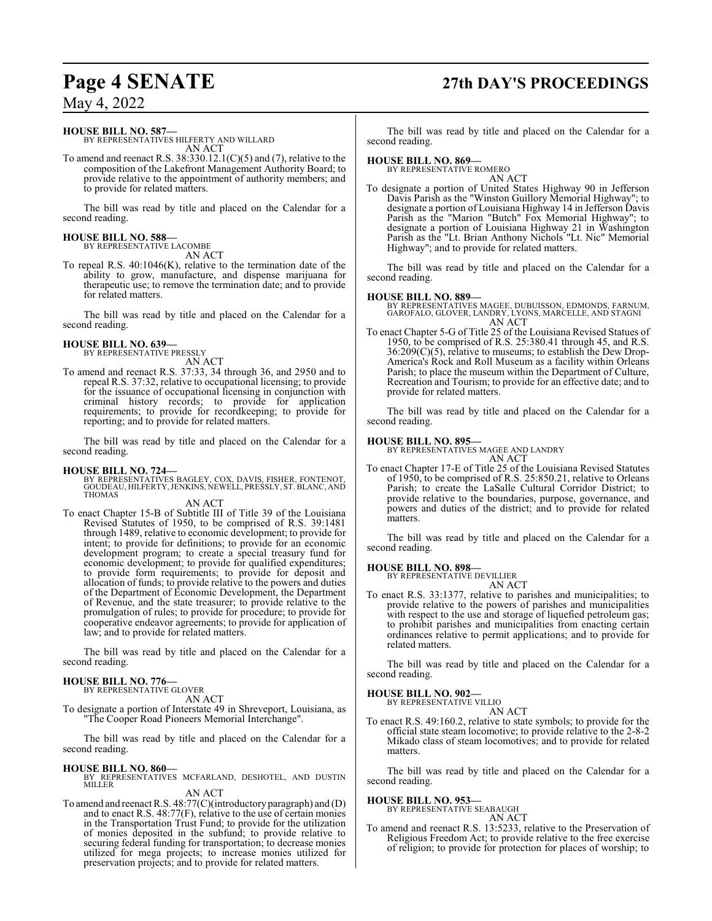**HOUSE BILL NO. 587—**
BY REPRESENTATIVES HILFERTY AND WILLARD
AN ACT

To amend and reenact R.S. 38:330.12.1(C)(5) and (7), relative to the composition of the Lakefront Management Authority Board; to provide relative to the appointment of authority members; and to provide for related matters.

The bill was read by title and placed on the Calendar for a second reading.

**HOUSE BILL NO. 588—**
BY REPRESENTATIVE LACOMBE
AN ACT

To repeal R.S. 40:1046(K), relative to the termination date of the ability to grow, manufacture, and dispense marijuana for therapeutic use; to remove the termination date; and to provide for related matters.

The bill was read by title and placed on the Calendar for a second reading.

**HOUSE BILL NO. 639—**
BY REPRESENTATIVE PRESSLY
AN ACT

To amend and reenact R.S. 37:33, 34 through 36, and 2950 and to repeal R.S. 37:32, relative to occupational licensing; to provide for the issuance of occupational licensing in conjunction with criminal history records; to provide for application requirements; to provide for recordkeeping; to provide for reporting; and to provide for related matters.

The bill was read by title and placed on the Calendar for a second reading.

**HOUSE BILL NO. 724—**
BY REPRESENTATIVES BAGLEY, COX, DAVIS, FISHER, FONTENOT, GOUDEAU, HILFERTY, JENKINS, NEWELL, PRESSLY, ST. BLANC, AND THOMAS
AN ACT

To enact Chapter 15-B of Subtitle III of Title 39 of the Louisiana Revised Statutes of 1950, to be comprised of R.S. 39:1481 through 1489, relative to economic development; to provide for intent; to provide for definitions; to provide for an economic development program; to create a special treasury fund for economic development; to provide for qualified expenditures; to provide form requirements; to provide for deposit and allocation of funds; to provide relative to the powers and duties of the Department of Economic Development, the Department of Revenue, and the state treasurer; to provide relative to the promulgation of rules; to provide for procedure; to provide for cooperative endeavor agreements; to provide for application of law; and to provide for related matters.

The bill was read by title and placed on the Calendar for a second reading.

**HOUSE BILL NO. 776—**
BY REPRESENTATIVE GLOVER
AN ACT

To designate a portion of Interstate 49 in Shreveport, Louisiana, as "The Cooper Road Pioneers Memorial Interchange".

The bill was read by title and placed on the Calendar for a second reading.

**HOUSE BILL NO. 860—**
BY REPRESENTATIVES MCFARLAND, DESHOTEL, AND DUSTIN MILLER
AN ACT

To amend and reenact R.S. 48:77(C)(introductory paragraph) and (D) and to enact R.S. 48:77(F), relative to the use of certain monies in the Transportation Trust Fund; to provide for the utilization of monies deposited in the subfund; to provide relative to securing federal funding for transportation; to decrease monies utilized for mega projects; to increase monies utilized for preservation projects; and to provide for related matters.

The bill was read by title and placed on the Calendar for a second reading.

**HOUSE BILL NO. 869—**
BY REPRESENTATIVE ROMERO
AN ACT

To designate a portion of United States Highway 90 in Jefferson Davis Parish as the "Winston Guillory Memorial Highway"; to designate a portion of Louisiana Highway 14 in Jefferson Davis Parish as the "Marion "Butch" Fox Memorial Highway"; to designate a portion of Louisiana Highway 21 in Washington Parish as the "Lt. Brian Anthony Nichols "Lt. Nic" Memorial Highway"; and to provide for related matters.

The bill was read by title and placed on the Calendar for a second reading.

**HOUSE BILL NO. 889—**
BY REPRESENTATIVES MAGEE, DUBUISSON, EDMONDS, FARNUM, GAROFALO, GLOVER, LANDRY, LYONS, MARCELLE, AND STAGNI
AN ACT

To enact Chapter 5-G of Title 25 of the Louisiana Revised Statues of 1950, to be comprised of R.S. 25:380.41 through 45, and R.S. 36:209(C)(5), relative to museums; to establish the Dew Drop-America's Rock and Roll Museum as a facility within Orleans Parish; to place the museum within the Department of Culture, Recreation and Tourism; to provide for an effective date; and to provide for related matters.

The bill was read by title and placed on the Calendar for a second reading.

**HOUSE BILL NO. 895—**
BY REPRESENTATIVES MAGEE AND LANDRY
AN ACT

To enact Chapter 17-E of Title 25 of the Louisiana Revised Statutes of 1950, to be comprised of R.S. 25:850.21, relative to Orleans Parish; to create the LaSalle Cultural Corridor District; to provide relative to the boundaries, purpose, governance, and powers and duties of the district; and to provide for related matters.

The bill was read by title and placed on the Calendar for a second reading.

**HOUSE BILL NO. 898—**
BY REPRESENTATIVE DEVILLIER
AN ACT

To enact R.S. 33:1377, relative to parishes and municipalities; to provide relative to the powers of parishes and municipalities with respect to the use and storage of liquefied petroleum gas; to prohibit parishes and municipalities from enacting certain ordinances relative to permit applications; and to provide for related matters.

The bill was read by title and placed on the Calendar for a second reading.

**HOUSE BILL NO. 902—**
BY REPRESENTATIVE VILLIO
AN ACT

To enact R.S. 49:160.2, relative to state symbols; to provide for the official state steam locomotive; to provide relative to the 2-8-2 Mikado class of steam locomotives; and to provide for related matters.

The bill was read by title and placed on the Calendar for a second reading.

**HOUSE BILL NO. 953—**
BY REPRESENTATIVE SEABAUGH
AN ACT

To amend and reenact R.S. 13:5233, relative to the Preservation of Religious Freedom Act; to provide relative to the free exercise of religion; to provide for protection for places of worship; to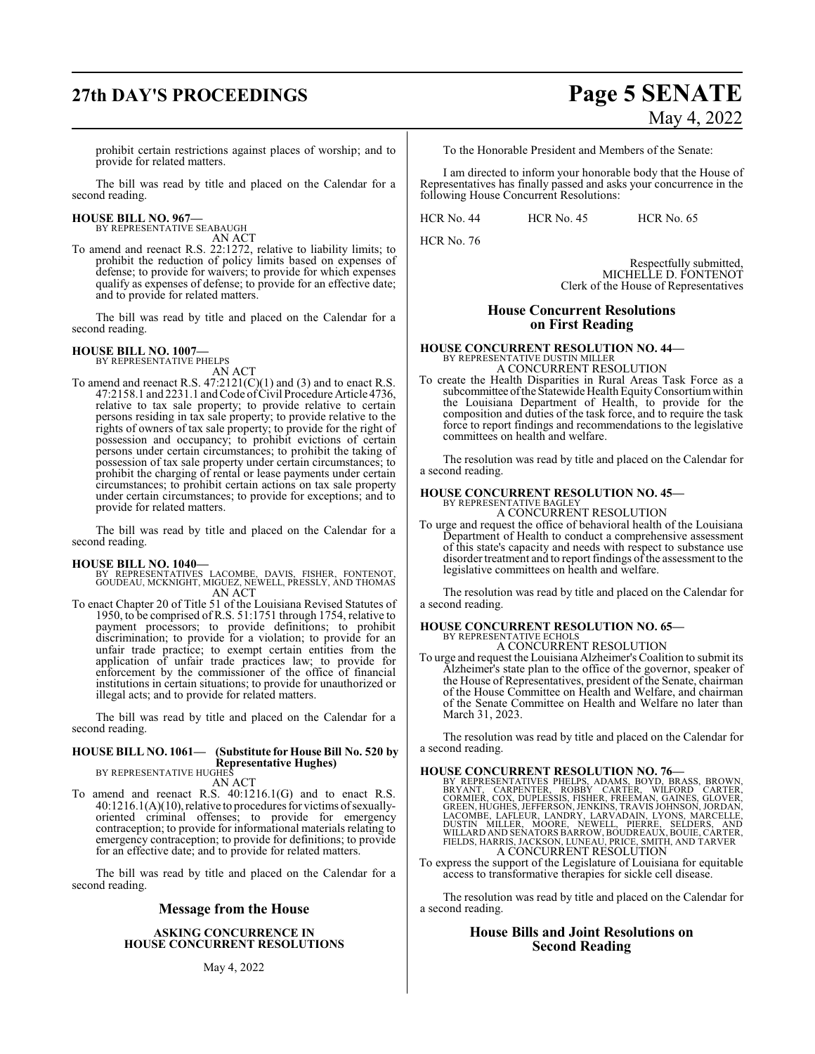prohibit certain restrictions against places of worship; and to provide for related matters.

The bill was read by title and placed on the Calendar for a second reading.

**HOUSE BILL NO. 967—**
BY REPRESENTATIVE SEABAUGH
AN ACT

To amend and reenact R.S. 22:1272, relative to liability limits; to prohibit the reduction of policy limits based on expenses of defense; to provide for waivers; to provide for which expenses qualify as expenses of defense; to provide for an effective date; and to provide for related matters.

The bill was read by title and placed on the Calendar for a second reading.

**HOUSE BILL NO. 1007—**
BY REPRESENTATIVE PHELPS
AN ACT

To amend and reenact R.S. 47:2121(C)(1) and (3) and to enact R.S. 47:2158.1 and 2231.1 and Code of Civil Procedure Article 4736, relative to tax sale property; to provide relative to certain persons residing in tax sale property; to provide relative to the rights of owners of tax sale property; to provide for the right of possession and occupancy; to prohibit evictions of certain persons under certain circumstances; to prohibit the taking of possession of tax sale property under certain circumstances; to prohibit the charging of rental or lease payments under certain circumstances; to prohibit certain actions on tax sale property under certain circumstances; to provide for exceptions; and to provide for related matters.

The bill was read by title and placed on the Calendar for a second reading.

**HOUSE BILL NO. 1040—**
BY REPRESENTATIVES LACOMBE, DAVIS, FISHER, FONTENOT, GOUDEAU, MCKNIGHT, MIGUEZ, NEWELL, PRESSLY, AND THOMAS
AN ACT

To enact Chapter 20 of Title 51 of the Louisiana Revised Statutes of 1950, to be comprised of R.S. 51:1751 through 1754, relative to payment processors; to provide definitions; to prohibit discrimination; to provide for a violation; to provide for an unfair trade practice; to exempt certain entities from the application of unfair trade practices law; to provide for enforcement by the commissioner of the office of financial institutions in certain situations; to provide for unauthorized or illegal acts; and to provide for related matters.

The bill was read by title and placed on the Calendar for a second reading.

**HOUSE BILL NO. 1061— (Substitute for House Bill No. 520 by Representative Hughes)**
BY REPRESENTATIVE HUGHES
AN ACT

To amend and reenact R.S. 40:1216.1(G) and to enact R.S. 40:1216.1(A)(10), relative to procedures for victims of sexually-oriented criminal offenses; to provide for emergency contraception; to provide for informational materials relating to emergency contraception; to provide for definitions; to provide for an effective date; and to provide for related matters.

The bill was read by title and placed on the Calendar for a second reading.

## Message from the House

**ASKING CONCURRENCE IN HOUSE CONCURRENT RESOLUTIONS**

May 4, 2022

To the Honorable President and Members of the Senate:

I am directed to inform your honorable body that the House of Representatives has finally passed and asks your concurrence in the following House Concurrent Resolutions:

HCR No. 44 HCR No. 45 HCR No. 65

HCR No. 76

Respectfully submitted,
MICHELLE D. FONTENOT
Clerk of the House of Representatives

## House Concurrent Resolutions on First Reading

**HOUSE CONCURRENT RESOLUTION NO. 44—**
BY REPRESENTATIVE DUSTIN MILLER
A CONCURRENT RESOLUTION

To create the Health Disparities in Rural Areas Task Force as a subcommittee of the Statewide Health Equity Consortium within the Louisiana Department of Health, to provide for the composition and duties of the task force, and to require the task force to report findings and recommendations to the legislative committees on health and welfare.

The resolution was read by title and placed on the Calendar for a second reading.

**HOUSE CONCURRENT RESOLUTION NO. 45—**
BY REPRESENTATIVE BAGLEY
A CONCURRENT RESOLUTION

To urge and request the office of behavioral health of the Louisiana Department of Health to conduct a comprehensive assessment of this state's capacity and needs with respect to substance use disorder treatment and to report findings of the assessment to the legislative committees on health and welfare.

The resolution was read by title and placed on the Calendar for a second reading.

**HOUSE CONCURRENT RESOLUTION NO. 65—**
BY REPRESENTATIVE ECHOLS
A CONCURRENT RESOLUTION

To urge and request the Louisiana Alzheimer's Coalition to submit its Alzheimer's state plan to the office of the governor, speaker of the House of Representatives, president of the Senate, chairman of the House Committee on Health and Welfare, and chairman of the Senate Committee on Health and Welfare no later than March 31, 2023.

The resolution was read by title and placed on the Calendar for a second reading.

**HOUSE CONCURRENT RESOLUTION NO. 76—**
BY REPRESENTATIVES PHELPS, ADAMS, BOYD, BRASS, BROWN, BRYANT, CARPENTER, ROBBY CARTER, WILFORD CARTER, CORMIER, COX, DUPLESSIS, FISHER, FREEMAN, GAINES, GLOVER, GREEN, HUGHES, JEFFERSON, JENKINS, TRAVIS JOHNSON, JORDAN, LACOMBE, LAFLEUR, LANDRY, LARVADAIN, LYONS, MARCELLE, DUSTIN MILLER, MOORE, NEWELL, PIERRE, SELDERS, AND WILLARD AND SENATORS BARROW, BOUDREAUX, BOUIE, CARTER, FIELDS, HARRIS, JACKSON, LUNEAU, PRICE, SMITH, AND TARVER
A CONCURRENT RESOLUTION

To express the support of the Legislature of Louisiana for equitable access to transformative therapies for sickle cell disease.

The resolution was read by title and placed on the Calendar for a second reading.

## House Bills and Joint Resolutions on Second Reading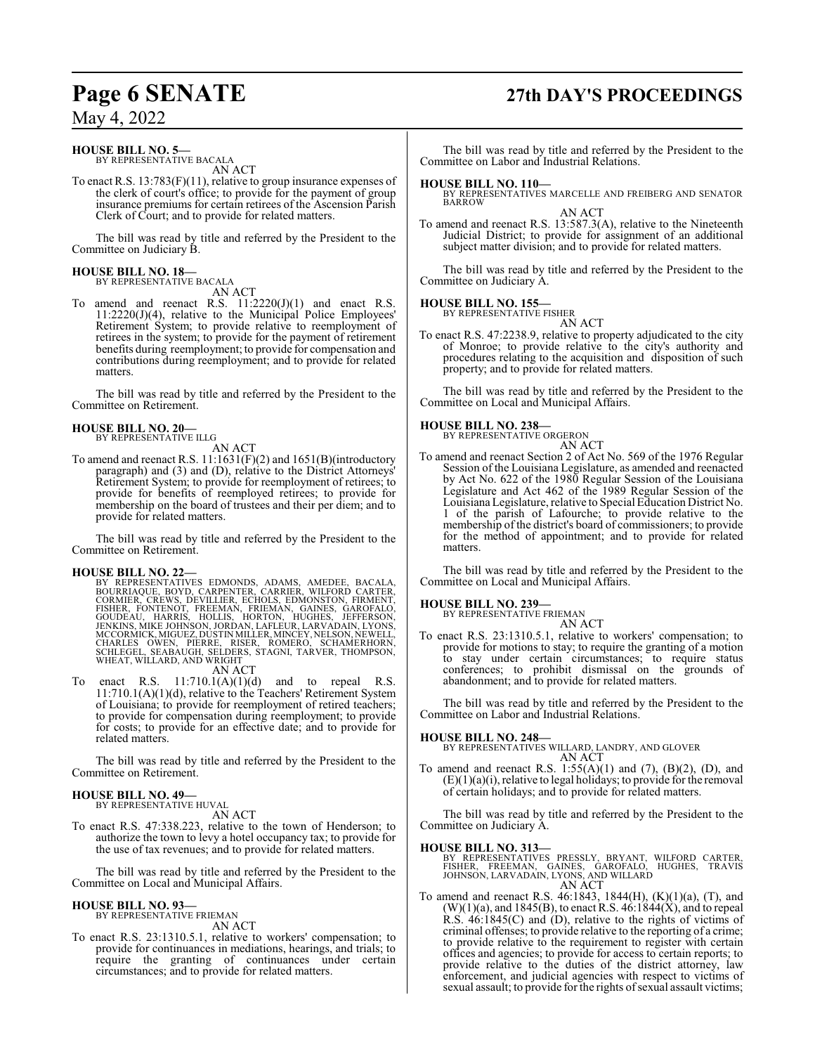**HOUSE BILL NO. 5—**
BY REPRESENTATIVE BACALA

AN ACT

To enact R.S. 13:783(F)(11), relative to group insurance expenses of the clerk of court's office; to provide for the payment of group insurance premiums for certain retirees of the Ascension Parish Clerk of Court; and to provide for related matters.

The bill was read by title and referred by the President to the Committee on Judiciary B.

**HOUSE BILL NO. 18—**
BY REPRESENTATIVE BACALA

AN ACT

To amend and reenact R.S. 11:2220(J)(1) and enact R.S. 11:2220(J)(4), relative to the Municipal Police Employees' Retirement System; to provide relative to reemployment of retirees in the system; to provide for the payment of retirement benefits during reemployment; to provide for compensation and contributions during reemployment; and to provide for related matters.

The bill was read by title and referred by the President to the Committee on Retirement.

**HOUSE BILL NO. 20—**
BY REPRESENTATIVE ILLG

AN ACT

To amend and reenact R.S. 11:1631(F)(2) and 1651(B)(introductory paragraph) and (3) and (D), relative to the District Attorneys' Retirement System; to provide for reemployment of retirees; to provide for benefits of reemployed retirees; to provide for membership on the board of trustees and their per diem; and to provide for related matters.

The bill was read by title and referred by the President to the Committee on Retirement.

**HOUSE BILL NO. 22—**
BY REPRESENTATIVES EDMONDS, ADAMS, AMEDEE, BACALA, BOURRIAQUE, BOYD, CARPENTER, CARRIER, WILFORD CARTER, CORMIER, CREWS, DEVILLIER, ECHOLS, EDMONSTON, FIRMENT, FISHER, FONTENOT, FREEMAN, FRIEMAN, GAINES, GAROFALO, GOUDEAU, HARRIS, HOLLIS, HORTON, HUGHES, JEFFERSON, JENKINS, MIKE JOHNSON, JORDAN, LAFLEUR, LARVADAIN, LYONS, MCCORMICK, MIGUEZ, DUSTIN MILLER, MINCEY, NELSON, NEWELL, CHARLES OWEN, PIERRE, RISER, ROMERO, SCHAMERHORN, SCHLEGEL, SEABAUGH, SELDERS, STAGNI, TARVER, THOMPSON, WHEAT, WILLARD, AND WRIGHT

AN ACT

To enact R.S. 11:710.1(A)(1)(d) and to repeal R.S. 11:710.1(A)(1)(d), relative to the Teachers' Retirement System of Louisiana; to provide for reemployment of retired teachers; to provide for compensation during reemployment; to provide for costs; to provide for an effective date; and to provide for related matters.

The bill was read by title and referred by the President to the Committee on Retirement.

**HOUSE BILL NO. 49—**
BY REPRESENTATIVE HUVAL

AN ACT

To enact R.S. 47:338.223, relative to the town of Henderson; to authorize the town to levy a hotel occupancy tax; to provide for the use of tax revenues; and to provide for related matters.

The bill was read by title and referred by the President to the Committee on Local and Municipal Affairs.

**HOUSE BILL NO. 93—**
BY REPRESENTATIVE FRIEMAN

AN ACT

To enact R.S. 23:1310.5.1, relative to workers' compensation; to provide for continuances in mediations, hearings, and trials; to require the granting of continuances under certain circumstances; and to provide for related matters.

The bill was read by title and referred by the President to the Committee on Labor and Industrial Relations.

**HOUSE BILL NO. 110—**
BY REPRESENTATIVES MARCELLE AND FREIBERG AND SENATOR BARROW

AN ACT

To amend and reenact R.S. 13:587.3(A), relative to the Nineteenth Judicial District; to provide for assignment of an additional subject matter division; and to provide for related matters.

The bill was read by title and referred by the President to the Committee on Judiciary A.

**HOUSE BILL NO. 155—**
BY REPRESENTATIVE FISHER

AN ACT

To enact R.S. 47:2238.9, relative to property adjudicated to the city of Monroe; to provide relative to the city's authority and procedures relating to the acquisition and disposition of such property; and to provide for related matters.

The bill was read by title and referred by the President to the Committee on Local and Municipal Affairs.

**HOUSE BILL NO. 238—**
BY REPRESENTATIVE ORGERON

AN ACT

To amend and reenact Section 2 of Act No. 569 of the 1976 Regular Session of the Louisiana Legislature, as amended and reenacted by Act No. 622 of the 1980 Regular Session of the Louisiana Legislature and Act 462 of the 1989 Regular Session of the Louisiana Legislature, relative to Special Education District No. 1 of the parish of Lafourche; to provide relative to the membership of the district's board of commissioners; to provide for the method of appointment; and to provide for related matters.

The bill was read by title and referred by the President to the Committee on Local and Municipal Affairs.

**HOUSE BILL NO. 239—**
BY REPRESENTATIVE FRIEMAN

AN ACT

To enact R.S. 23:1310.5.1, relative to workers' compensation; to provide for motions to stay; to require the granting of a motion to stay under certain circumstances; to require status conferences; to prohibit dismissal on the grounds of abandonment; and to provide for related matters.

The bill was read by title and referred by the President to the Committee on Labor and Industrial Relations.

**HOUSE BILL NO. 248—**
BY REPRESENTATIVES WILLARD, LANDRY, AND GLOVER

AN ACT

To amend and reenact R.S. 1:55(A)(1) and (7), (B)(2), (D), and (E)(1)(a)(i), relative to legal holidays; to provide for the removal of certain holidays; and to provide for related matters.

The bill was read by title and referred by the President to the Committee on Judiciary A.

**HOUSE BILL NO. 313—**
BY REPRESENTATIVES PRESSLY, BRYANT, WILFORD CARTER, FISHER, FREEMAN, GAINES, GAROFALO, HUGHES, TRAVIS JOHNSON, LARVADAIN, LYONS, AND WILLARD

AN ACT

To amend and reenact R.S. 46:1843, 1844(H), (K)(1)(a), (T), and (W)(1)(a), and 1845(B), to enact R.S. 46:1844(X), and to repeal R.S. 46:1845(C) and (D), relative to the rights of victims of criminal offenses; to provide relative to the reporting of a crime; to provide relative to the requirement to register with certain offices and agencies; to provide for access to certain reports; to provide relative to the duties of the district attorney, law enforcement, and judicial agencies with respect to victims of sexual assault; to provide for the rights of sexual assault victims;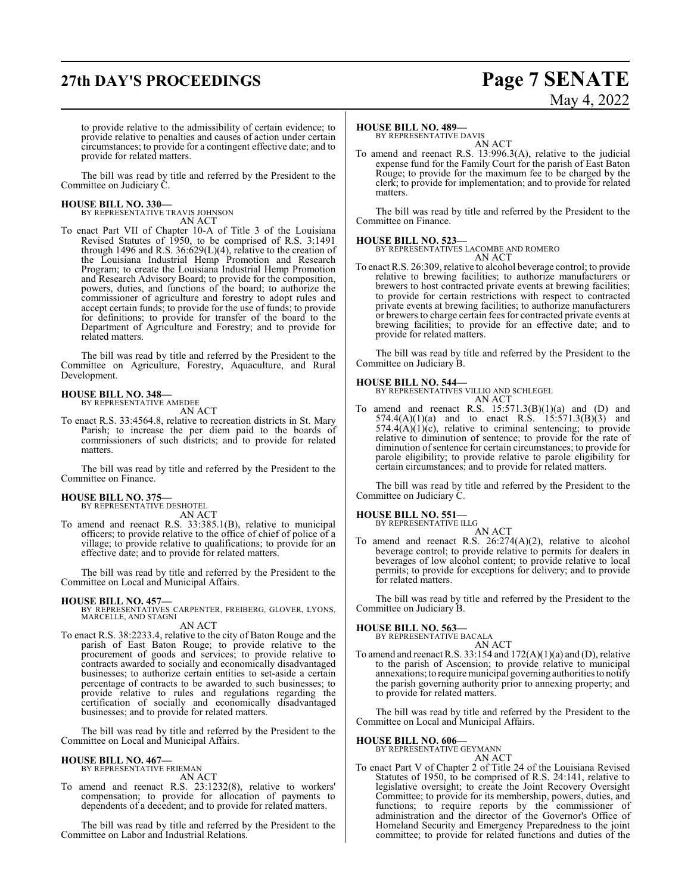to provide relative to the admissibility of certain evidence; to provide relative to penalties and causes of action under certain circumstances; to provide for a contingent effective date; and to provide for related matters.

The bill was read by title and referred by the President to the Committee on Judiciary C.

**HOUSE BILL NO. 330—**
BY REPRESENTATIVE TRAVIS JOHNSON
AN ACT

To enact Part VII of Chapter 10-A of Title 3 of the Louisiana Revised Statutes of 1950, to be comprised of R.S. 3:1491 through 1496 and R.S. 36:629(L)(4), relative to the creation of the Louisiana Industrial Hemp Promotion and Research Program; to create the Louisiana Industrial Hemp Promotion and Research Advisory Board; to provide for the composition, powers, duties, and functions of the board; to authorize the commissioner of agriculture and forestry to adopt rules and accept certain funds; to provide for the use of funds; to provide for definitions; to provide for transfer of the board to the Department of Agriculture and Forestry; and to provide for related matters.

The bill was read by title and referred by the President to the Committee on Agriculture, Forestry, Aquaculture, and Rural Development.

**HOUSE BILL NO. 348—**
BY REPRESENTATIVE AMEDEE
AN ACT

To enact R.S. 33:4564.8, relative to recreation districts in St. Mary Parish; to increase the per diem paid to the boards of commissioners of such districts; and to provide for related matters.

The bill was read by title and referred by the President to the Committee on Finance.

**HOUSE BILL NO. 375—**
BY REPRESENTATIVE DESHOTEL
AN ACT

To amend and reenact R.S. 33:385.1(B), relative to municipal officers; to provide relative to the office of chief of police of a village; to provide relative to qualifications; to provide for an effective date; and to provide for related matters.

The bill was read by title and referred by the President to the Committee on Local and Municipal Affairs.

**HOUSE BILL NO. 457—**
BY REPRESENTATIVES CARPENTER, FREIBERG, GLOVER, LYONS, MARCELLE, AND STAGNI
AN ACT

To enact R.S. 38:2233.4, relative to the city of Baton Rouge and the parish of East Baton Rouge; to provide relative to the procurement of goods and services; to provide relative to contracts awarded to socially and economically disadvantaged businesses; to authorize certain entities to set-aside a certain percentage of contracts to be awarded to such businesses; to provide relative to rules and regulations regarding the certification of socially and economically disadvantaged businesses; and to provide for related matters.

The bill was read by title and referred by the President to the Committee on Local and Municipal Affairs.

**HOUSE BILL NO. 467—**
BY REPRESENTATIVE FRIEMAN
AN ACT

To amend and reenact R.S. 23:1232(8), relative to workers' compensation; to provide for allocation of payments to dependents of a decedent; and to provide for related matters.

The bill was read by title and referred by the President to the Committee on Labor and Industrial Relations.

**HOUSE BILL NO. 489—**
BY REPRESENTATIVE DAVIS
AN ACT

To amend and reenact R.S. 13:996.3(A), relative to the judicial expense fund for the Family Court for the parish of East Baton Rouge; to provide for the maximum fee to be charged by the clerk; to provide for implementation; and to provide for related matters.

The bill was read by title and referred by the President to the Committee on Finance.

**HOUSE BILL NO. 523—**
BY REPRESENTATIVES LACOMBE AND ROMERO
AN ACT

To enact R.S. 26:309, relative to alcohol beverage control; to provide relative to brewing facilities; to authorize manufacturers or brewers to host contracted private events at brewing facilities; to provide for certain restrictions with respect to contracted private events at brewing facilities; to authorize manufacturers or brewers to charge certain fees for contracted private events at brewing facilities; to provide for an effective date; and to provide for related matters.

The bill was read by title and referred by the President to the Committee on Judiciary B.

**HOUSE BILL NO. 544—**
BY REPRESENTATIVES VILLIO AND SCHLEGEL
AN ACT

To amend and reenact R.S. 15:571.3(B)(1)(a) and (D) and 574.4(A)(1)(a) and to enact R.S. 15:571.3(B)(3) and 574.4(A)(1)(c), relative to criminal sentencing; to provide relative to diminution of sentence; to provide for the rate of diminution of sentence for certain circumstances; to provide for parole eligibility; to provide relative to parole eligibility for certain circumstances; and to provide for related matters.

The bill was read by title and referred by the President to the Committee on Judiciary C.

**HOUSE BILL NO. 551—**
BY REPRESENTATIVE ILLG
AN ACT

To amend and reenact R.S. 26:274(A)(2), relative to alcohol beverage control; to provide relative to permits for dealers in beverages of low alcohol content; to provide relative to local permits; to provide for exceptions for delivery; and to provide for related matters.

The bill was read by title and referred by the President to the Committee on Judiciary B.

**HOUSE BILL NO. 563—**
BY REPRESENTATIVE BACALA
AN ACT

To amend and reenact R.S. 33:154 and 172(A)(1)(a) and (D), relative to the parish of Ascension; to provide relative to municipal annexations; to require municipal governing authorities to notify the parish governing authority prior to annexing property; and to provide for related matters.

The bill was read by title and referred by the President to the Committee on Local and Municipal Affairs.

**HOUSE BILL NO. 606—**
BY REPRESENTATIVE GEYMANN
AN ACT

To enact Part V of Chapter 2 of Title 24 of the Louisiana Revised Statutes of 1950, to be comprised of R.S. 24:141, relative to legislative oversight; to create the Joint Recovery Oversight Committee; to provide for its membership, powers, duties, and functions; to require reports by the commissioner of administration and the director of the Governor's Office of Homeland Security and Emergency Preparedness to the joint committee; to provide for related functions and duties of the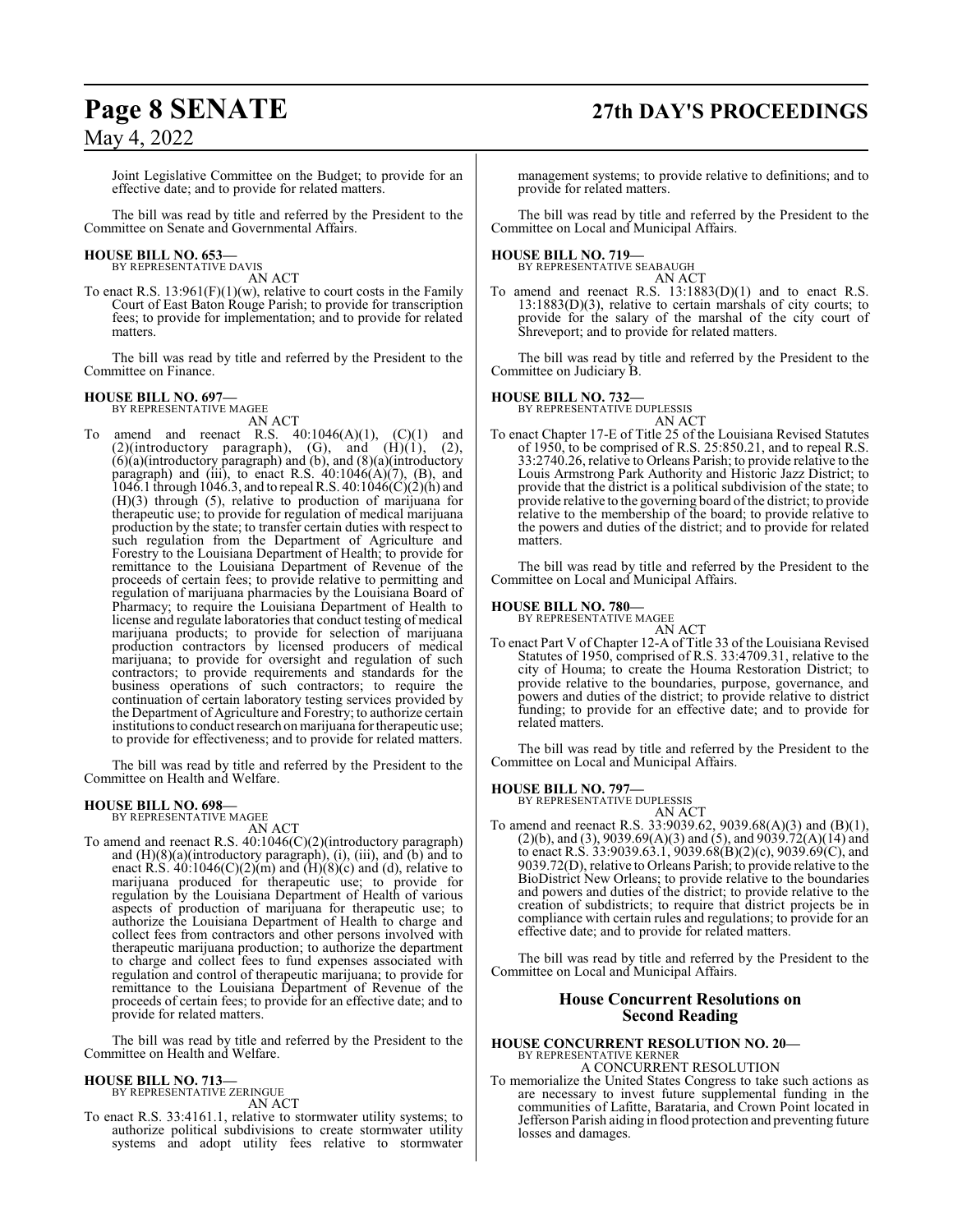Joint Legislative Committee on the Budget; to provide for an effective date; and to provide for related matters.

The bill was read by title and referred by the President to the Committee on Senate and Governmental Affairs.

**HOUSE BILL NO. 653—**
BY REPRESENTATIVE DAVIS
AN ACT

To enact R.S. 13:961(F)(1)(w), relative to court costs in the Family Court of East Baton Rouge Parish; to provide for transcription fees; to provide for implementation; and to provide for related matters.

The bill was read by title and referred by the President to the Committee on Finance.

**HOUSE BILL NO. 697—**
BY REPRESENTATIVE MAGEE
AN ACT

To amend and reenact R.S. 40:1046(A)(1), (C)(1) and (2)(introductory paragraph), (G), and (H)(1), (2), (6)(a)(introductory paragraph) and (b), and (8)(a)(introductory paragraph) and (iii), to enact R.S. 40:1046(A)(7), (B), and 1046.1 through 1046.3, and to repeal R.S. 40:1046(C)(2)(h) and (H)(3) through (5), relative to production of marijuana for therapeutic use; to provide for regulation of medical marijuana production by the state; to transfer certain duties with respect to such regulation from the Department of Agriculture and Forestry to the Louisiana Department of Health; to provide for remittance to the Louisiana Department of Revenue of the proceeds of certain fees; to provide relative to permitting and regulation of marijuana pharmacies by the Louisiana Board of Pharmacy; to require the Louisiana Department of Health to license and regulate laboratories that conduct testing of medical marijuana products; to provide for selection of marijuana production contractors by licensed producers of medical marijuana; to provide for oversight and regulation of such contractors; to provide requirements and standards for the business operations of such contractors; to require the continuation of certain laboratory testing services provided by the Department of Agriculture and Forestry; to authorize certain institutions to conduct research on marijuana for therapeutic use; to provide for effectiveness; and to provide for related matters.

The bill was read by title and referred by the President to the Committee on Health and Welfare.

**HOUSE BILL NO. 698—**
BY REPRESENTATIVE MAGEE
AN ACT

To amend and reenact R.S. 40:1046(C)(2)(introductory paragraph) and (H)(8)(a)(introductory paragraph), (i), (iii), and (b) and to enact R.S. 40:1046(C)(2)(m) and (H)(8)(c) and (d), relative to marijuana produced for therapeutic use; to provide for regulation by the Louisiana Department of Health of various aspects of production of marijuana for therapeutic use; to authorize the Louisiana Department of Health to charge and collect fees from contractors and other persons involved with therapeutic marijuana production; to authorize the department to charge and collect fees to fund expenses associated with regulation and control of therapeutic marijuana; to provide for remittance to the Louisiana Department of Revenue of the proceeds of certain fees; to provide for an effective date; and to provide for related matters.

The bill was read by title and referred by the President to the Committee on Health and Welfare.

**HOUSE BILL NO. 713—**
BY REPRESENTATIVE ZERINGUE
AN ACT

To enact R.S. 33:4161.1, relative to stormwater utility systems; to authorize political subdivisions to create stormwater utility systems and adopt utility fees relative to stormwater management systems; to provide relative to definitions; and to provide for related matters.

The bill was read by title and referred by the President to the Committee on Local and Municipal Affairs.

**HOUSE BILL NO. 719—**
BY REPRESENTATIVE SEABAUGH
AN ACT

To amend and reenact R.S. 13:1883(D)(1) and to enact R.S. 13:1883(D)(3), relative to certain marshals of city courts; to provide for the salary of the marshal of the city court of Shreveport; and to provide for related matters.

The bill was read by title and referred by the President to the Committee on Judiciary B.

**HOUSE BILL NO. 732—**
BY REPRESENTATIVE DUPLESSIS
AN ACT

To enact Chapter 17-E of Title 25 of the Louisiana Revised Statutes of 1950, to be comprised of R.S. 25:850.21, and to repeal R.S. 33:2740.26, relative to Orleans Parish; to provide relative to the Louis Armstrong Park Authority and Historic Jazz District; to provide that the district is a political subdivision of the state; to provide relative to the governing board of the district; to provide relative to the membership of the board; to provide relative to the powers and duties of the district; and to provide for related matters.

The bill was read by title and referred by the President to the Committee on Local and Municipal Affairs.

**HOUSE BILL NO. 780—**
BY REPRESENTATIVE MAGEE
AN ACT

To enact Part V of Chapter 12-A of Title 33 of the Louisiana Revised Statutes of 1950, comprised of R.S. 33:4709.31, relative to the city of Houma; to create the Houma Restoration District; to provide relative to the boundaries, purpose, governance, and powers and duties of the district; to provide relative to district funding; to provide for an effective date; and to provide for related matters.

The bill was read by title and referred by the President to the Committee on Local and Municipal Affairs.

**HOUSE BILL NO. 797—**
BY REPRESENTATIVE DUPLESSIS
AN ACT

To amend and reenact R.S. 33:9039.62, 9039.68(A)(3) and (B)(1), (2)(b), and (3), 9039.69(A)(3) and (5), and 9039.72(A)(14) and to enact R.S. 33:9039.63.1, 9039.68(B)(2)(c), 9039.69(C), and 9039.72(D), relative to Orleans Parish; to provide relative to the BioDistrict New Orleans; to provide relative to the boundaries and powers and duties of the district; to provide relative to the creation of subdistricts; to require that district projects be in compliance with certain rules and regulations; to provide for an effective date; and to provide for related matters.

The bill was read by title and referred by the President to the Committee on Local and Municipal Affairs.

## House Concurrent Resolutions on Second Reading

**HOUSE CONCURRENT RESOLUTION NO. 20—**
BY REPRESENTATIVE KERNER
A CONCURRENT RESOLUTION

To memorialize the United States Congress to take such actions as are necessary to invest future supplemental funding in the communities of Lafitte, Barataria, and Crown Point located in Jefferson Parish aiding in flood protection and preventing future losses and damages.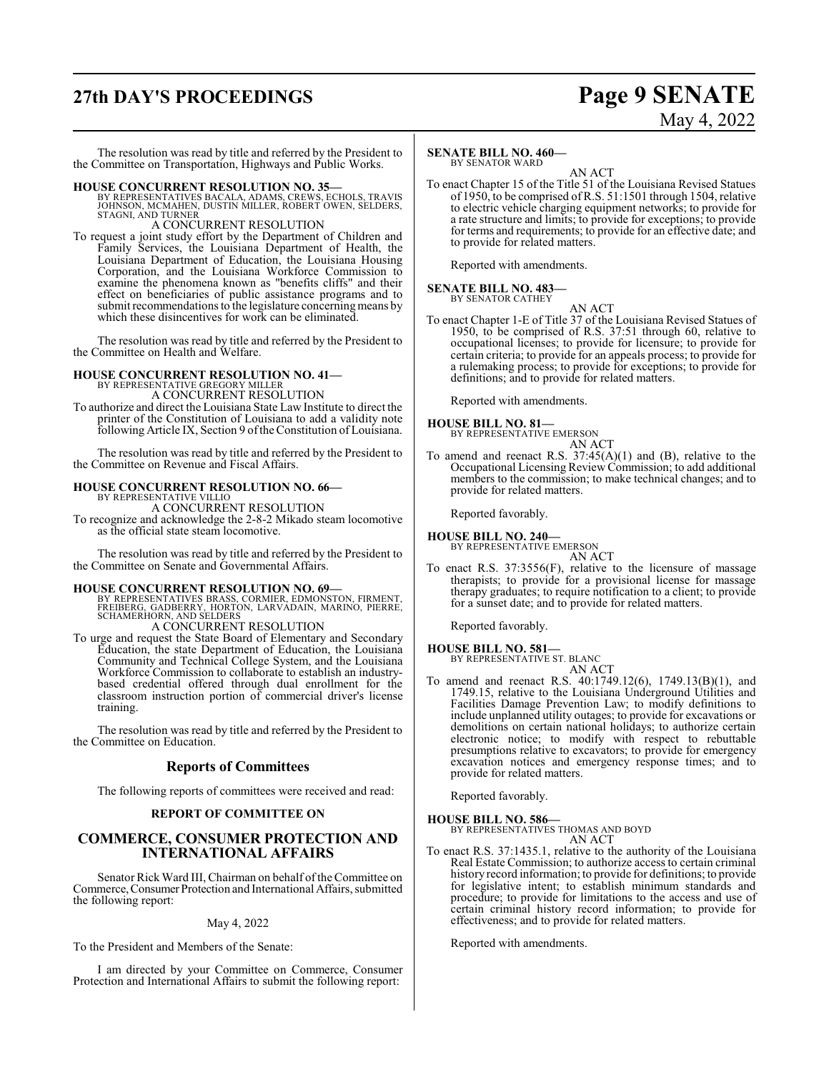The resolution was read by title and referred by the President to the Committee on Transportation, Highways and Public Works.

**HOUSE CONCURRENT RESOLUTION NO. 35—**
BY REPRESENTATIVES BACALA, ADAMS, CREWS, ECHOLS, TRAVIS JOHNSON, MCMAHEN, DUSTIN MILLER, ROBERT OWEN, SELDERS, STAGNI, AND TURNER

A CONCURRENT RESOLUTION

To request a joint study effort by the Department of Children and Family Services, the Louisiana Department of Health, the Louisiana Department of Education, the Louisiana Housing Corporation, and the Louisiana Workforce Commission to examine the phenomena known as "benefits cliffs" and their effect on beneficiaries of public assistance programs and to submit recommendations to the legislature concerning means by which these disincentives for work can be eliminated.

The resolution was read by title and referred by the President to the Committee on Health and Welfare.

**HOUSE CONCURRENT RESOLUTION NO. 41—**
BY REPRESENTATIVE GREGORY MILLER

A CONCURRENT RESOLUTION

To authorize and direct the Louisiana State Law Institute to direct the printer of the Constitution of Louisiana to add a validity note following Article IX, Section 9 of the Constitution of Louisiana.

The resolution was read by title and referred by the President to the Committee on Revenue and Fiscal Affairs.

**HOUSE CONCURRENT RESOLUTION NO. 66—**
BY REPRESENTATIVE VILLIO

A CONCURRENT RESOLUTION

To recognize and acknowledge the 2-8-2 Mikado steam locomotive as the official state steam locomotive.

The resolution was read by title and referred by the President to the Committee on Senate and Governmental Affairs.

**HOUSE CONCURRENT RESOLUTION NO. 69—**
BY REPRESENTATIVES BRASS, CORMIER, EDMONSTON, FIRMENT, FREIBERG, GADBERRY, HORTON, LARVADAIN, MARINO, PIERRE, SCHAMERHORN, AND SELDERS

A CONCURRENT RESOLUTION

To urge and request the State Board of Elementary and Secondary Education, the state Department of Education, the Louisiana Community and Technical College System, and the Louisiana Workforce Commission to collaborate to establish an industry-based credential offered through dual enrollment for the classroom instruction portion of commercial driver's license training.

The resolution was read by title and referred by the President to the Committee on Education.

## Reports of Committees

The following reports of committees were received and read:

**REPORT OF COMMITTEE ON**

## COMMERCE, CONSUMER PROTECTION AND INTERNATIONAL AFFAIRS

Senator Rick Ward III, Chairman on behalf of the Committee on Commerce, Consumer Protection and International Affairs, submitted the following report:

May 4, 2022

To the President and Members of the Senate:

I am directed by your Committee on Commerce, Consumer Protection and International Affairs to submit the following report:

**SENATE BILL NO. 460—**
BY SENATOR WARD

AN ACT

To enact Chapter 15 of the Title 51 of the Louisiana Revised Statues of 1950, to be comprised of R.S. 51:1501 through 1504, relative to electric vehicle charging equipment networks; to provide for a rate structure and limits; to provide for exceptions; to provide for terms and requirements; to provide for an effective date; and to provide for related matters.

Reported with amendments.

**SENATE BILL NO. 483—**
BY SENATOR CATHEY

AN ACT

To enact Chapter 1-E of Title 37 of the Louisiana Revised Statues of 1950, to be comprised of R.S. 37:51 through 60, relative to occupational licenses; to provide for licensure; to provide for certain criteria; to provide for an appeals process; to provide for a rulemaking process; to provide for exceptions; to provide for definitions; and to provide for related matters.

Reported with amendments.

**HOUSE BILL NO. 81—**
BY REPRESENTATIVE EMERSON

AN ACT

To amend and reenact R.S. 37:45(A)(1) and (B), relative to the Occupational Licensing Review Commission; to add additional members to the commission; to make technical changes; and to provide for related matters.

Reported favorably.

**HOUSE BILL NO. 240—**
BY REPRESENTATIVE EMERSON

AN ACT

To enact R.S. 37:3556(F), relative to the licensure of massage therapists; to provide for a provisional license for massage therapy graduates; to require notification to a client; to provide for a sunset date; and to provide for related matters.

Reported favorably.

**HOUSE BILL NO. 581—**
BY REPRESENTATIVE ST. BLANC

AN ACT

To amend and reenact R.S. 40:1749.12(6), 1749.13(B)(1), and 1749.15, relative to the Louisiana Underground Utilities and Facilities Damage Prevention Law; to modify definitions to include unplanned utility outages; to provide for excavations or demolitions on certain national holidays; to authorize certain electronic notice; to modify with respect to rebuttable presumptions relative to excavators; to provide for emergency excavation notices and emergency response times; and to provide for related matters.

Reported favorably.

**HOUSE BILL NO. 586—**
BY REPRESENTATIVES THOMAS AND BOYD

AN ACT

To enact R.S. 37:1435.1, relative to the authority of the Louisiana Real Estate Commission; to authorize access to certain criminal history record information; to provide for definitions; to provide for legislative intent; to establish minimum standards and procedure; to provide for limitations to the access and use of certain criminal history record information; to provide for effectiveness; and to provide for related matters.

Reported with amendments.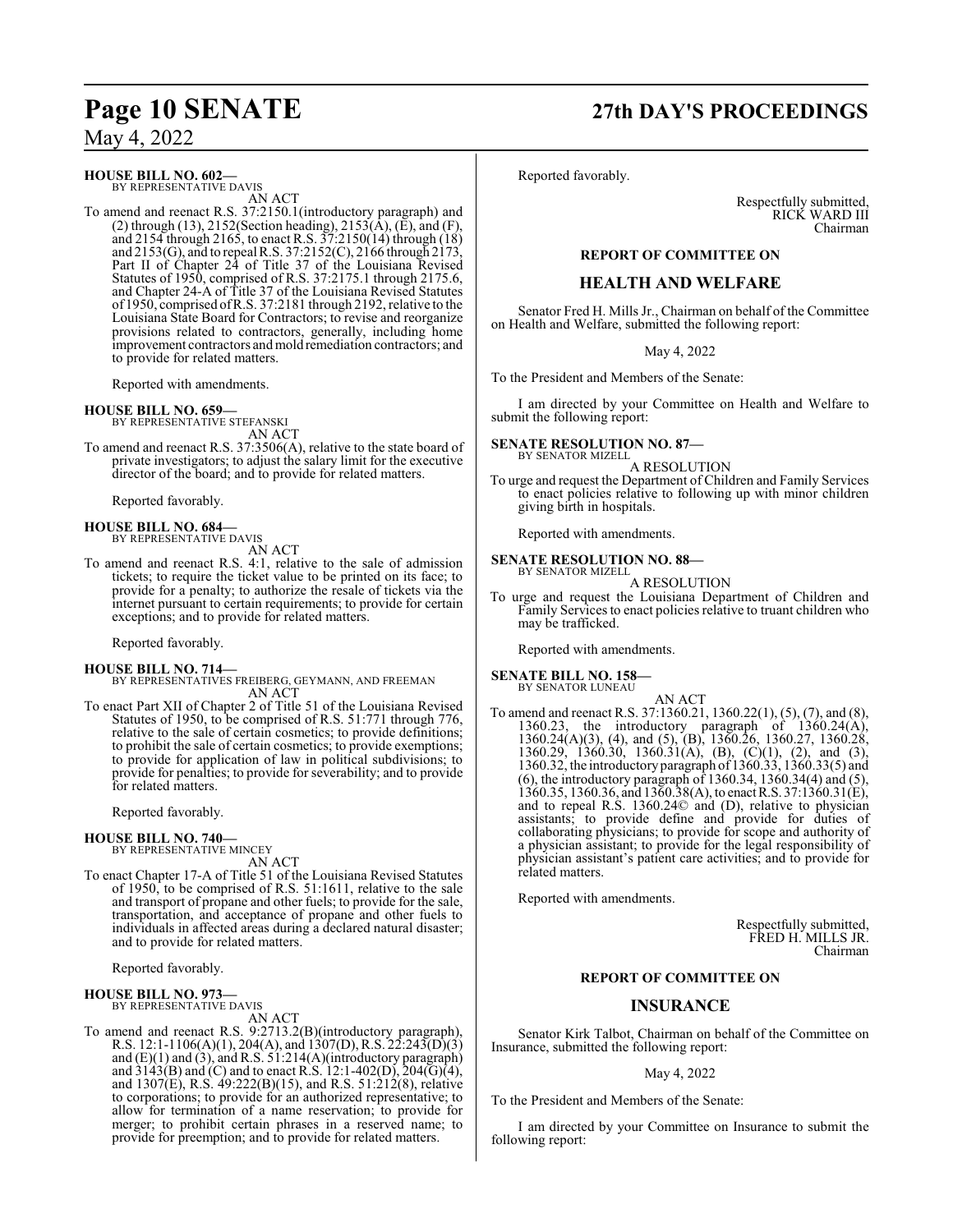**HOUSE BILL NO. 602—**
BY REPRESENTATIVE DAVIS

AN ACT

To amend and reenact R.S. 37:2150.1(introductory paragraph) and (2) through (13), 2152(Section heading), 2153(A), (E), and (F), and 2154 through 2165, to enact R.S. 37:2150(14) through (18) and 2153(G), and to repeal R.S. 37:2152(C), 2166 through 2173, Part II of Chapter 24 of Title 37 of the Louisiana Revised Statutes of 1950, comprised of R.S. 37:2175.1 through 2175.6, and Chapter 24-A of Title 37 of the Louisiana Revised Statutes of 1950, comprised of R.S. 37:2181 through 2192, relative to the Louisiana State Board for Contractors; to revise and reorganize provisions related to contractors, generally, including home improvement contractors and mold remediation contractors; and to provide for related matters.

Reported with amendments.

**HOUSE BILL NO. 659—**
BY REPRESENTATIVE STEFANSKI

AN ACT

To amend and reenact R.S. 37:3506(A), relative to the state board of private investigators; to adjust the salary limit for the executive director of the board; and to provide for related matters.

Reported favorably.

**HOUSE BILL NO. 684—**
BY REPRESENTATIVE DAVIS

AN ACT

To amend and reenact R.S. 4:1, relative to the sale of admission tickets; to require the ticket value to be printed on its face; to provide for a penalty; to authorize the resale of tickets via the internet pursuant to certain requirements; to provide for certain exceptions; and to provide for related matters.

Reported favorably.

**HOUSE BILL NO. 714—**
BY REPRESENTATIVES FREIBERG, GEYMANN, AND FREEMAN

AN ACT

To enact Part XII of Chapter 2 of Title 51 of the Louisiana Revised Statutes of 1950, to be comprised of R.S. 51:771 through 776, relative to the sale of certain cosmetics; to provide definitions; to prohibit the sale of certain cosmetics; to provide exemptions; to provide for application of law in political subdivisions; to provide for penalties; to provide for severability; and to provide for related matters.

Reported favorably.

**HOUSE BILL NO. 740—**
BY REPRESENTATIVE MINCEY

AN ACT

To enact Chapter 17-A of Title 51 of the Louisiana Revised Statutes of 1950, to be comprised of R.S. 51:1611, relative to the sale and transport of propane and other fuels; to provide for the sale, transportation, and acceptance of propane and other fuels to individuals in affected areas during a declared natural disaster; and to provide for related matters.

Reported favorably.

**HOUSE BILL NO. 973—**
BY REPRESENTATIVE DAVIS

AN ACT

To amend and reenact R.S. 9:2713.2(B)(introductory paragraph), R.S. 12:1-1106(A)(1), 204(A), and 1307(D), R.S. 22:243(D)(3) and (E)(1) and (3), and R.S. 51:214(A)(introductory paragraph) and 3143(B) and (C) and to enact R.S. 12:1-402(D), 204(G)(4), and 1307(E), R.S. 49:222(B)(15), and R.S. 51:212(8), relative to corporations; to provide for an authorized representative; to allow for termination of a name reservation; to provide for merger; to prohibit certain phrases in a reserved name; to provide for preemption; and to provide for related matters.

Reported favorably.

Respectfully submitted,
RICK WARD III
Chairman

## REPORT OF COMMITTEE ON

## HEALTH AND WELFARE

Senator Fred H. Mills Jr., Chairman on behalf of the Committee on Health and Welfare, submitted the following report:

May 4, 2022

To the President and Members of the Senate:

I am directed by your Committee on Health and Welfare to submit the following report:

**SENATE RESOLUTION NO. 87—**
BY SENATOR MIZELL

A RESOLUTION

To urge and request the Department of Children and Family Services to enact policies relative to following up with minor children giving birth in hospitals.

Reported with amendments.

**SENATE RESOLUTION NO. 88—**
BY SENATOR MIZELL

A RESOLUTION

To urge and request the Louisiana Department of Children and Family Services to enact policies relative to truant children who may be trafficked.

Reported with amendments.

**SENATE BILL NO. 158—**
BY SENATOR LUNEAU

AN ACT

To amend and reenact R.S. 37:1360.21, 1360.22(1), (5), (7), and (8), 1360.23, the introductory paragraph of 1360.24(A), 1360.24(A)(3), (4), and (5), (B), 1360.26, 1360.27, 1360.28, 1360.29, 1360.30, 1360.31(A), (B), (C)(1), (2), and (3), 1360.32, the introductory paragraph of 1360.33, 1360.33(5) and (6), the introductory paragraph of 1360.34, 1360.34(4) and (5), 1360.35, 1360.36, and 1360.38(A), to enact R.S. 37:1360.31(E), and to repeal R.S. 1360.24© and (D), relative to physician assistants; to provide define and provide for duties of collaborating physicians; to provide for scope and authority of a physician assistant; to provide for the legal responsibility of physician assistant's patient care activities; and to provide for related matters.

Reported with amendments.

Respectfully submitted,
FRED H. MILLS JR.
Chairman

## REPORT OF COMMITTEE ON

## INSURANCE

Senator Kirk Talbot, Chairman on behalf of the Committee on Insurance, submitted the following report:

May 4, 2022

To the President and Members of the Senate:

I am directed by your Committee on Insurance to submit the following report: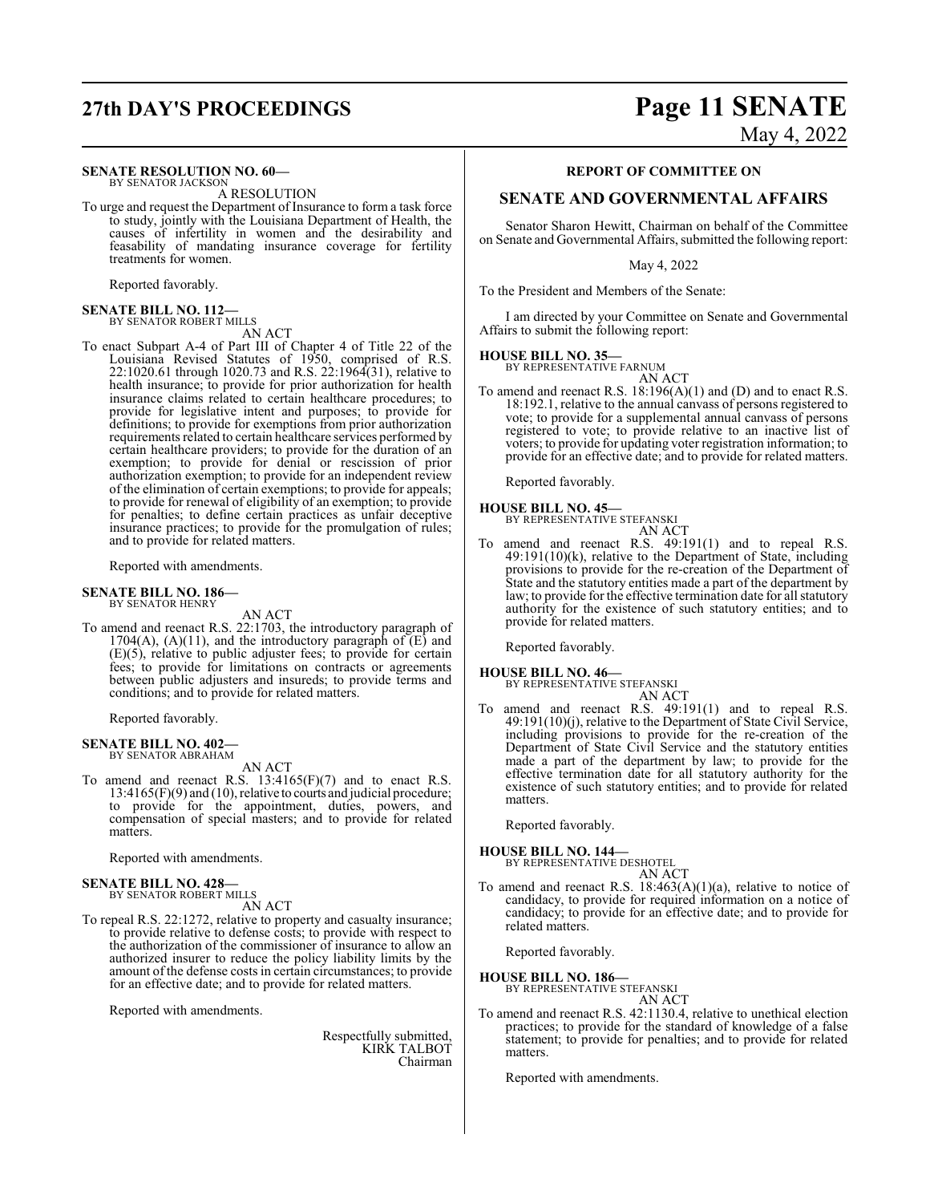**SENATE RESOLUTION NO. 60—**
BY SENATOR JACKSON

A RESOLUTION

To urge and request the Department of Insurance to form a task force to study, jointly with the Louisiana Department of Health, the causes of infertility in women and the desirability and feasability of mandating insurance coverage for fertility treatments for women.

Reported favorably.

**SENATE BILL NO. 112—**
BY SENATOR ROBERT MILLS

AN ACT

To enact Subpart A-4 of Part III of Chapter 4 of Title 22 of the Louisiana Revised Statutes of 1950, comprised of R.S. 22:1020.61 through 1020.73 and R.S. 22:1964(31), relative to health insurance; to provide for prior authorization for health insurance claims related to certain healthcare procedures; to provide for legislative intent and purposes; to provide for definitions; to provide for exemptions from prior authorization requirements related to certain healthcare services performed by certain healthcare providers; to provide for the duration of an exemption; to provide for denial or rescission of prior authorization exemption; to provide for an independent review of the elimination of certain exemptions; to provide for appeals; to provide for renewal of eligibility of an exemption; to provide for penalties; to define certain practices as unfair deceptive insurance practices; to provide for the promulgation of rules; and to provide for related matters.

Reported with amendments.

**SENATE BILL NO. 186—**
BY SENATOR HENRY

AN ACT

To amend and reenact R.S. 22:1703, the introductory paragraph of 1704(A), (A)(11), and the introductory paragraph of (E) and (E)(5), relative to public adjuster fees; to provide for certain fees; to provide for limitations on contracts or agreements between public adjusters and insureds; to provide terms and conditions; and to provide for related matters.

Reported favorably.

**SENATE BILL NO. 402—**
BY SENATOR ABRAHAM

AN ACT

To amend and reenact R.S. 13:4165(F)(7) and to enact R.S. 13:4165(F)(9) and (10), relative to courts and judicial procedure; to provide for the appointment, duties, powers, and compensation of special masters; and to provide for related matters.

Reported with amendments.

**SENATE BILL NO. 428—**
BY SENATOR ROBERT MILLS

AN ACT

To repeal R.S. 22:1272, relative to property and casualty insurance; to provide relative to defense costs; to provide with respect to the authorization of the commissioner of insurance to allow an authorized insurer to reduce the policy liability limits by the amount of the defense costs in certain circumstances; to provide for an effective date; and to provide for related matters.

Reported with amendments.

Respectfully submitted,
KIRK TALBOT
Chairman

## REPORT OF COMMITTEE ON

## SENATE AND GOVERNMENTAL AFFAIRS

Senator Sharon Hewitt, Chairman on behalf of the Committee on Senate and Governmental Affairs, submitted the following report:

May 4, 2022

To the President and Members of the Senate:

I am directed by your Committee on Senate and Governmental Affairs to submit the following report:

**HOUSE BILL NO. 35—**
BY REPRESENTATIVE FARNUM

AN ACT

To amend and reenact R.S. 18:196(A)(1) and (D) and to enact R.S. 18:192.1, relative to the annual canvass of persons registered to vote; to provide for a supplemental annual canvass of persons registered to vote; to provide relative to an inactive list of voters; to provide for updating voter registration information; to provide for an effective date; and to provide for related matters.

Reported favorably.

**HOUSE BILL NO. 45—**
BY REPRESENTATIVE STEFANSKI

AN ACT

To amend and reenact R.S. 49:191(1) and to repeal R.S. 49:191(10)(k), relative to the Department of State, including provisions to provide for the re-creation of the Department of State and the statutory entities made a part of the department by law; to provide for the effective termination date for all statutory authority for the existence of such statutory entities; and to provide for related matters.

Reported favorably.

**HOUSE BILL NO. 46—**
BY REPRESENTATIVE STEFANSKI

AN ACT

To amend and reenact R.S. 49:191(1) and to repeal R.S. 49:191(10)(j), relative to the Department of State Civil Service, including provisions to provide for the re-creation of the Department of State Civil Service and the statutory entities made a part of the department by law; to provide for the effective termination date for all statutory authority for the existence of such statutory entities; and to provide for related matters.

Reported favorably.

**HOUSE BILL NO. 144—**
BY REPRESENTATIVE DESHOTEL

AN ACT

To amend and reenact R.S. 18:463(A)(1)(a), relative to notice of candidacy, to provide for required information on a notice of candidacy; to provide for an effective date; and to provide for related matters.

Reported favorably.

**HOUSE BILL NO. 186—**
BY REPRESENTATIVE STEFANSKI

AN ACT

To amend and reenact R.S. 42:1130.4, relative to unethical election practices; to provide for the standard of knowledge of a false statement; to provide for penalties; and to provide for related matters.

Reported with amendments.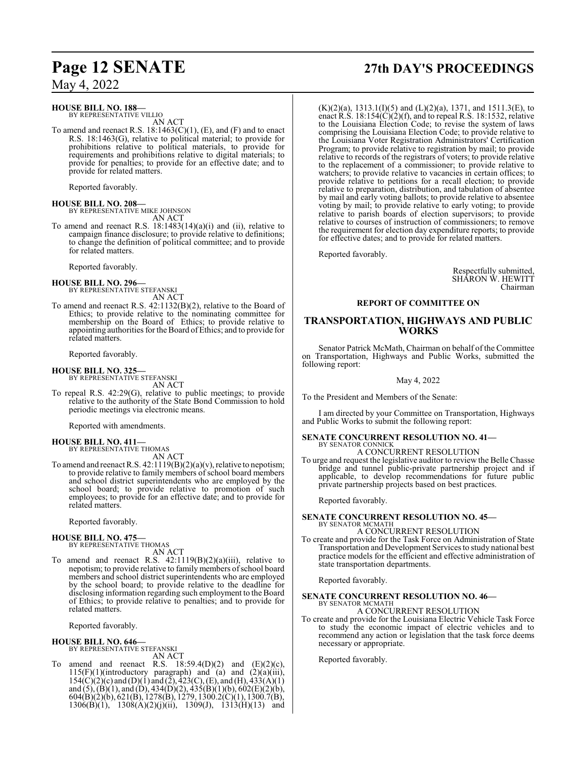**HOUSE BILL NO. 188—**
BY REPRESENTATIVE VILLIO
AN ACT

To amend and reenact R.S. 18:1463(C)(1), (E), and (F) and to enact R.S. 18:1463(G), relative to political material; to provide for prohibitions relative to political materials, to provide for requirements and prohibitions relative to digital materials; to provide for penalties; to provide for an effective date; and to provide for related matters.

Reported favorably.

**HOUSE BILL NO. 208—**
BY REPRESENTATIVE MIKE JOHNSON
AN ACT

To amend and reenact R.S. 18:1483(14)(a)(i) and (ii), relative to campaign finance disclosure; to provide relative to definitions; to change the definition of political committee; and to provide for related matters.

Reported favorably.

**HOUSE BILL NO. 296—**
BY REPRESENTATIVE STEFANSKI
AN ACT

To amend and reenact R.S. 42:1132(B)(2), relative to the Board of Ethics; to provide relative to the nominating committee for membership on the Board of Ethics; to provide relative to appointing authorities for the Board of Ethics; and to provide for related matters.

Reported favorably.

**HOUSE BILL NO. 325—**
BY REPRESENTATIVE STEFANSKI
AN ACT

To repeal R.S. 42:29(G), relative to public meetings; to provide relative to the authority of the State Bond Commission to hold periodic meetings via electronic means.

Reported with amendments.

**HOUSE BILL NO. 411—**
BY REPRESENTATIVE THOMAS
AN ACT

To amend and reenact R.S. 42:1119(B)(2)(a)(v), relative to nepotism; to provide relative to family members of school board members and school district superintendents who are employed by the school board; to provide relative to promotion of such employees; to provide for an effective date; and to provide for related matters.

Reported favorably.

**HOUSE BILL NO. 475—**
BY REPRESENTATIVE THOMAS
AN ACT

To amend and reenact R.S. 42:1119(B)(2)(a)(iii), relative to nepotism; to provide relative to family members of school board members and school district superintendents who are employed by the school board; to provide relative to the deadline for disclosing information regarding such employment to the Board of Ethics; to provide relative to penalties; and to provide for related matters.

Reported favorably.

**HOUSE BILL NO. 646—**
BY REPRESENTATIVE STEFANSKI
AN ACT

To amend and reenact R.S. 18:59.4(D)(2) and (E)(2)(c), 115(F)(1)(introductory paragraph) and (a) and (2)(a)(iii), 154(C)(2)(c) and (D)(1) and (2), 423(C), (E), and (H), 433(A)(1) and (5), (B)(1), and (D), 434(D)(2), 435(B)(1)(b), 602(E)(2)(b), 604(B)(2)(b), 621(B), 1278(B), 1279, 1300.2(C)(1), 1300.7(B), 1306(B)(1), 1308(A)(2)(j)(ii), 1309(J), 1313(H)(13) and (K)(2)(a), 1313.1(I)(5) and (L)(2)(a), 1371, and 1511.3(E), to enact R.S. 18:154(C)(2)(f), and to repeal R.S. 18:1532, relative to the Louisiana Election Code; to revise the system of laws comprising the Louisiana Election Code; to provide relative to the Louisiana Voter Registration Administrators' Certification Program; to provide relative to registration by mail; to provide relative to records of the registrars of voters; to provide relative to the replacement of a commissioner; to provide relative to watchers; to provide relative to vacancies in certain offices; to provide relative to petitions for a recall election; to provide relative to preparation, distribution, and tabulation of absentee by mail and early voting ballots; to provide relative to absentee voting by mail; to provide relative to early voting; to provide relative to parish boards of election supervisors; to provide relative to courses of instruction of commissioners; to remove the requirement for election day expenditure reports; to provide for effective dates; and to provide for related matters.

Reported favorably.

Respectfully submitted,
SHARON W. HEWITT
Chairman

**REPORT OF COMMITTEE ON**

## TRANSPORTATION, HIGHWAYS AND PUBLIC WORKS

Senator Patrick McMath, Chairman on behalf of the Committee on Transportation, Highways and Public Works, submitted the following report:

May 4, 2022

To the President and Members of the Senate:

I am directed by your Committee on Transportation, Highways and Public Works to submit the following report:

**SENATE CONCURRENT RESOLUTION NO. 41—**
BY SENATOR CONNICK
A CONCURRENT RESOLUTION

To urge and request the legislative auditor to review the Belle Chasse bridge and tunnel public-private partnership project and if applicable, to develop recommendations for future public private partnership projects based on best practices.

Reported favorably.

**SENATE CONCURRENT RESOLUTION NO. 45—**
BY SENATOR MCMATH
A CONCURRENT RESOLUTION

To create and provide for the Task Force on Administration of State Transportation and Development Services to study national best practice models for the efficient and effective administration of state transportation departments.

Reported favorably.

**SENATE CONCURRENT RESOLUTION NO. 46—**
BY SENATOR MCMATH
A CONCURRENT RESOLUTION

To create and provide for the Louisiana Electric Vehicle Task Force to study the economic impact of electric vehicles and to recommend any action or legislation that the task force deems necessary or appropriate.

Reported favorably.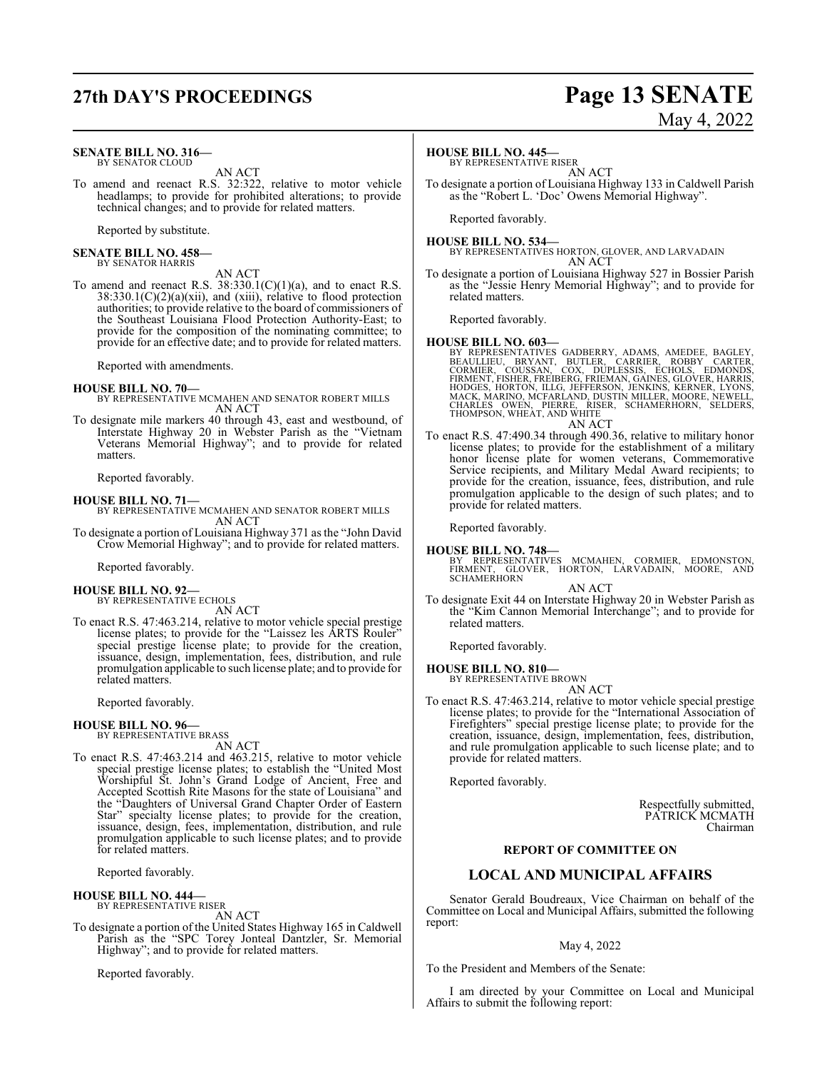**SENATE BILL NO. 316—**
BY SENATOR CLOUD

AN ACT

To amend and reenact R.S. 32:322, relative to motor vehicle headlamps; to provide for prohibited alterations; to provide technical changes; and to provide for related matters.

Reported by substitute.

**SENATE BILL NO. 458—**
BY SENATOR HARRIS

AN ACT

To amend and reenact R.S. 38:330.1(C)(1)(a), and to enact R.S. 38:330.1(C)(2)(a)(xii), and (xiii), relative to flood protection authorities; to provide relative to the board of commissioners of the Southeast Louisiana Flood Protection Authority-East; to provide for the composition of the nominating committee; to provide for an effective date; and to provide for related matters.

Reported with amendments.

**HOUSE BILL NO. 70—**
BY REPRESENTATIVE MCMAHEN AND SENATOR ROBERT MILLS

AN ACT

To designate mile markers 40 through 43, east and westbound, of Interstate Highway 20 in Webster Parish as the "Vietnam Veterans Memorial Highway"; and to provide for related matters.

Reported favorably.

**HOUSE BILL NO. 71—**
BY REPRESENTATIVE MCMAHEN AND SENATOR ROBERT MILLS

AN ACT

To designate a portion of Louisiana Highway 371 as the "John David Crow Memorial Highway"; and to provide for related matters.

Reported favorably.

**HOUSE BILL NO. 92—**
BY REPRESENTATIVE ECHOLS

AN ACT

To enact R.S. 47:463.214, relative to motor vehicle special prestige license plates; to provide for the "Laissez les ARTS Rouler" special prestige license plate; to provide for the creation, issuance, design, implementation, fees, distribution, and rule promulgation applicable to such license plate; and to provide for related matters.

Reported favorably.

**HOUSE BILL NO. 96—**
BY REPRESENTATIVE BRASS

AN ACT

To enact R.S. 47:463.214 and 463.215, relative to motor vehicle special prestige license plates; to establish the "United Most Worshipful St. John's Grand Lodge of Ancient, Free and Accepted Scottish Rite Masons for the state of Louisiana" and the "Daughters of Universal Grand Chapter Order of Eastern Star" specialty license plates; to provide for the creation, issuance, design, fees, implementation, distribution, and rule promulgation applicable to such license plates; and to provide for related matters.

Reported favorably.

**HOUSE BILL NO. 444—**
BY REPRESENTATIVE RISER

AN ACT

To designate a portion of the United States Highway 165 in Caldwell Parish as the "SPC Torey Jonteal Dantzler, Sr. Memorial Highway"; and to provide for related matters.

Reported favorably.

**HOUSE BILL NO. 445—**
BY REPRESENTATIVE RISER

AN ACT

To designate a portion of Louisiana Highway 133 in Caldwell Parish as the "Robert L. 'Doc' Owens Memorial Highway".

Reported favorably.

**HOUSE BILL NO. 534—**
BY REPRESENTATIVES HORTON, GLOVER, AND LARVADAIN

AN ACT

To designate a portion of Louisiana Highway 527 in Bossier Parish as the "Jessie Henry Memorial Highway"; and to provide for related matters.

Reported favorably.

**HOUSE BILL NO. 603—**
BY REPRESENTATIVES GADBERRY, ADAMS, AMEDEE, BAGLEY, BEAULLIEU, BRYANT, BUTLER, CARRIER, ROBBY CARTER, CORMIER, COUSSAN, COX, DUPLESSIS, ECHOLS, EDMONDS, FIRMENT, FISHER, FREIBERG, FRIEMAN, GAINES, GLOVER, HARRIS, HODGES, HORTON, ILLG, JEFFERSON, JENKINS, KERNER, LYONS, MACK, MARINO, MCFARLAND, DUSTIN MILLER, MOORE, NEWELL, CHARLES OWEN, PIERRE, RISER, SCHAMERHORN, SELDERS, THOMPSON, WHEAT, AND WHITE

AN ACT

To enact R.S. 47:490.34 through 490.36, relative to military honor license plates; to provide for the establishment of a military honor license plate for women veterans, Commemorative Service recipients, and Military Medal Award recipients; to provide for the creation, issuance, fees, distribution, and rule promulgation applicable to the design of such plates; and to provide for related matters.

Reported favorably.

**HOUSE BILL NO. 748—**
BY REPRESENTATIVES MCMAHEN, CORMIER, EDMONSTON, FIRMENT, GLOVER, HORTON, LARVADAIN, MOORE, AND SCHAMERHORN

AN ACT

To designate Exit 44 on Interstate Highway 20 in Webster Parish as the "Kim Cannon Memorial Interchange"; and to provide for related matters.

Reported favorably.

**HOUSE BILL NO. 810—**
BY REPRESENTATIVE BROWN

AN ACT

To enact R.S. 47:463.214, relative to motor vehicle special prestige license plates; to provide for the "International Association of Firefighters" special prestige license plate; to provide for the creation, issuance, design, implementation, fees, distribution, and rule promulgation applicable to such license plate; and to provide for related matters.

Reported favorably.

Respectfully submitted,
PATRICK MCMATH
Chairman

**REPORT OF COMMITTEE ON**

## LOCAL AND MUNICIPAL AFFAIRS

Senator Gerald Boudreaux, Vice Chairman on behalf of the Committee on Local and Municipal Affairs, submitted the following report:

May 4, 2022

To the President and Members of the Senate:

I am directed by your Committee on Local and Municipal Affairs to submit the following report: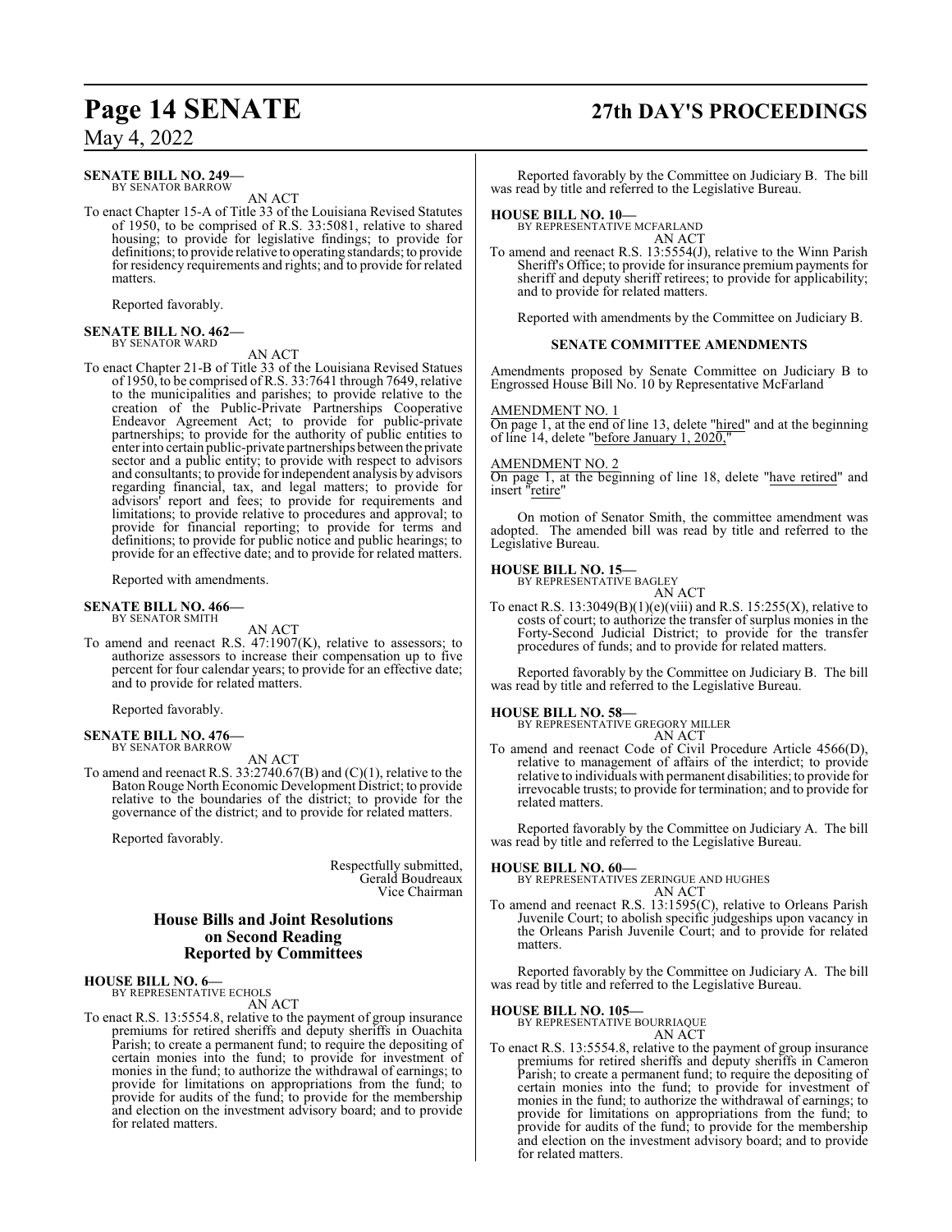**SENATE BILL NO. 249—**
BY SENATOR BARROW

AN ACT

To enact Chapter 15-A of Title 33 of the Louisiana Revised Statutes of 1950, to be comprised of R.S. 33:5081, relative to shared housing; to provide for legislative findings; to provide for definitions; to provide relative to operating standards; to provide for residency requirements and rights; and to provide for related matters.

Reported favorably.

**SENATE BILL NO. 462—**
BY SENATOR WARD

AN ACT

To enact Chapter 21-B of Title 33 of the Louisiana Revised Statues of 1950, to be comprised of R.S. 33:7641 through 7649, relative to the municipalities and parishes; to provide relative to the creation of the Public-Private Partnerships Cooperative Endeavor Agreement Act; to provide for public-private partnerships; to provide for the authority of public entities to enter into certain public-private partnerships between the private sector and a public entity; to provide with respect to advisors and consultants; to provide for independent analysis by advisors regarding financial, tax, and legal matters; to provide for advisors' report and fees; to provide for requirements and limitations; to provide relative to procedures and approval; to provide for financial reporting; to provide for terms and definitions; to provide for public notice and public hearings; to provide for an effective date; and to provide for related matters.

Reported with amendments.

**SENATE BILL NO. 466—**
BY SENATOR SMITH

AN ACT

To amend and reenact R.S. 47:1907(K), relative to assessors; to authorize assessors to increase their compensation up to five percent for four calendar years; to provide for an effective date; and to provide for related matters.

Reported favorably.

**SENATE BILL NO. 476—**
BY SENATOR BARROW

AN ACT

To amend and reenact R.S. 33:2740.67(B) and (C)(1), relative to the Baton Rouge North Economic Development District; to provide relative to the boundaries of the district; to provide for the governance of the district; and to provide for related matters.

Reported favorably.

Respectfully submitted,
Gerald Boudreaux
Vice Chairman

## House Bills and Joint Resolutions on Second Reading Reported by Committees

**HOUSE BILL NO. 6—**
BY REPRESENTATIVE ECHOLS

AN ACT

To enact R.S. 13:5554.8, relative to the payment of group insurance premiums for retired sheriffs and deputy sheriffs in Ouachita Parish; to create a permanent fund; to require the depositing of certain monies into the fund; to provide for investment of monies in the fund; to authorize the withdrawal of earnings; to provide for limitations on appropriations from the fund; to provide for audits of the fund; to provide for the membership and election on the investment advisory board; and to provide for related matters.

Reported favorably by the Committee on Judiciary B. The bill was read by title and referred to the Legislative Bureau.

**HOUSE BILL NO. 10—**
BY REPRESENTATIVE MCFARLAND

AN ACT

To amend and reenact R.S. 13:5554(J), relative to the Winn Parish Sheriff's Office; to provide for insurance premium payments for sheriff and deputy sheriff retirees; to provide for applicability; and to provide for related matters.

Reported with amendments by the Committee on Judiciary B.

**SENATE COMMITTEE AMENDMENTS**

Amendments proposed by Senate Committee on Judiciary B to Engrossed House Bill No. 10 by Representative McFarland

AMENDMENT NO. 1

On page 1, at the end of line 13, delete "hired" and at the beginning of line 14, delete "before January 1, 2020,"

AMENDMENT NO. 2

On page 1, at the beginning of line 18, delete "have retired" and insert "retire"

On motion of Senator Smith, the committee amendment was adopted. The amended bill was read by title and referred to the Legislative Bureau.

**HOUSE BILL NO. 15—**
BY REPRESENTATIVE BAGLEY

AN ACT

To enact R.S. 13:3049(B)(1)(e)(viii) and R.S. 15:255(X), relative to costs of court; to authorize the transfer of surplus monies in the Forty-Second Judicial District; to provide for the transfer procedures of funds; and to provide for related matters.

Reported favorably by the Committee on Judiciary B. The bill was read by title and referred to the Legislative Bureau.

**HOUSE BILL NO. 58—**
BY REPRESENTATIVE GREGORY MILLER

AN ACT

To amend and reenact Code of Civil Procedure Article 4566(D), relative to management of affairs of the interdict; to provide relative to individuals with permanent disabilities; to provide for irrevocable trusts; to provide for termination; and to provide for related matters.

Reported favorably by the Committee on Judiciary A. The bill was read by title and referred to the Legislative Bureau.

**HOUSE BILL NO. 60—**
BY REPRESENTATIVES ZERINGUE AND HUGHES

AN ACT

To amend and reenact R.S. 13:1595(C), relative to Orleans Parish Juvenile Court; to abolish specific judgeships upon vacancy in the Orleans Parish Juvenile Court; and to provide for related matters.

Reported favorably by the Committee on Judiciary A. The bill was read by title and referred to the Legislative Bureau.

**HOUSE BILL NO. 105—**
BY REPRESENTATIVE BOURRIAQUE

AN ACT

To enact R.S. 13:5554.8, relative to the payment of group insurance premiums for retired sheriffs and deputy sheriffs in Cameron Parish; to create a permanent fund; to require the depositing of certain monies into the fund; to provide for investment of monies in the fund; to authorize the withdrawal of earnings; to provide for limitations on appropriations from the fund; to provide for audits of the fund; to provide for the membership and election on the investment advisory board; and to provide for related matters.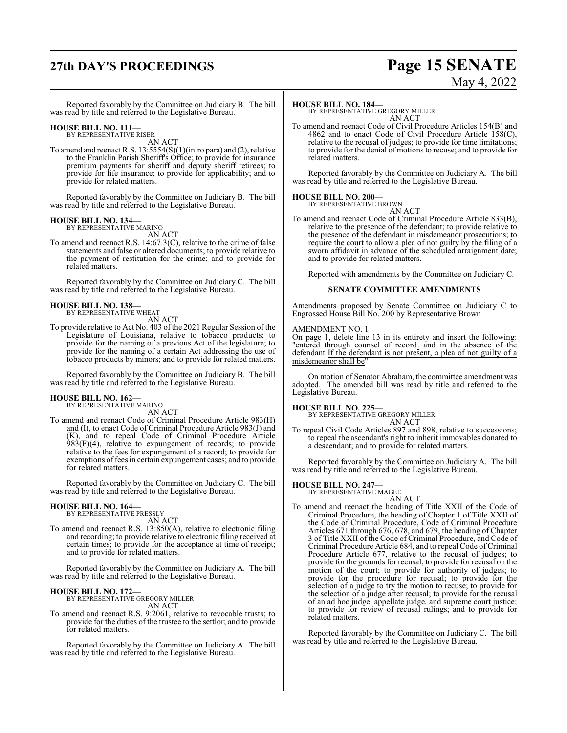Reported favorably by the Committee on Judiciary B. The bill was read by title and referred to the Legislative Bureau.

**HOUSE BILL NO. 111—**
BY REPRESENTATIVE RISER
AN ACT

To amend and reenact R.S. 13:5554(S)(1)(intro para) and (2), relative to the Franklin Parish Sheriff's Office; to provide for insurance premium payments for sheriff and deputy sheriff retirees; to provide for life insurance; to provide for applicability; and to provide for related matters.

Reported favorably by the Committee on Judiciary B. The bill was read by title and referred to the Legislative Bureau.

**HOUSE BILL NO. 134—**
BY REPRESENTATIVE MARINO
AN ACT

To amend and reenact R.S. 14:67.3(C), relative to the crime of false statements and false or altered documents; to provide relative to the payment of restitution for the crime; and to provide for related matters.

Reported favorably by the Committee on Judiciary C. The bill was read by title and referred to the Legislative Bureau.

**HOUSE BILL NO. 138—**
BY REPRESENTATIVE WHEAT
AN ACT

To provide relative to Act No. 403 of the 2021 Regular Session of the Legislature of Louisiana, relative to tobacco products; to provide for the naming of a previous Act of the legislature; to provide for the naming of a certain Act addressing the use of tobacco products by minors; and to provide for related matters.

Reported favorably by the Committee on Judiciary B. The bill was read by title and referred to the Legislative Bureau.

**HOUSE BILL NO. 162—**
BY REPRESENTATIVE MARINO
AN ACT

To amend and reenact Code of Criminal Procedure Article 983(H) and (I), to enact Code of Criminal Procedure Article 983(J) and (K), and to repeal Code of Criminal Procedure Article 983(F)(4), relative to expungement of records; to provide relative to the fees for expungement of a record; to provide for exemptions of fees in certain expungement cases; and to provide for related matters.

Reported favorably by the Committee on Judiciary C. The bill was read by title and referred to the Legislative Bureau.

**HOUSE BILL NO. 164—**
BY REPRESENTATIVE PRESSLY
AN ACT

To amend and reenact R.S. 13:850(A), relative to electronic filing and recording; to provide relative to electronic filing received at certain times; to provide for the acceptance at time of receipt; and to provide for related matters.

Reported favorably by the Committee on Judiciary A. The bill was read by title and referred to the Legislative Bureau.

**HOUSE BILL NO. 172—**
BY REPRESENTATIVE GREGORY MILLER
AN ACT

To amend and reenact R.S. 9:2061, relative to revocable trusts; to provide for the duties of the trustee to the settlor; and to provide for related matters.

Reported favorably by the Committee on Judiciary A. The bill was read by title and referred to the Legislative Bureau.

**HOUSE BILL NO. 184—**
BY REPRESENTATIVE GREGORY MILLER
AN ACT

To amend and reenact Code of Civil Procedure Articles 154(B) and 4862 and to enact Code of Civil Procedure Article 158(C), relative to the recusal of judges; to provide for time limitations; to provide for the denial of motions to recuse; and to provide for related matters.

Reported favorably by the Committee on Judiciary A. The bill was read by title and referred to the Legislative Bureau.

**HOUSE BILL NO. 200—**
BY REPRESENTATIVE BROWN
AN ACT

To amend and reenact Code of Criminal Procedure Article 833(B), relative to the presence of the defendant; to provide relative to the presence of the defendant in misdemeanor prosecutions; to require the court to allow a plea of not guilty by the filing of a sworn affidavit in advance of the scheduled arraignment date; and to provide for related matters.

Reported with amendments by the Committee on Judiciary C.

**SENATE COMMITTEE AMENDMENTS**

Amendments proposed by Senate Committee on Judiciary C to Engrossed House Bill No. 200 by Representative Brown

AMENDMENT NO. 1
On page 1, delete line 13 in its entirety and insert the following: "entered through counsel of record. ~~and in the absence of the defendant~~ If the defendant is not present, a plea of not guilty of a misdemeanor shall be"

On motion of Senator Abraham, the committee amendment was adopted. The amended bill was read by title and referred to the Legislative Bureau.

**HOUSE BILL NO. 225—**
BY REPRESENTATIVE GREGORY MILLER
AN ACT

To repeal Civil Code Articles 897 and 898, relative to successions; to repeal the ascendant's right to inherit immovables donated to a descendant; and to provide for related matters.

Reported favorably by the Committee on Judiciary A. The bill was read by title and referred to the Legislative Bureau.

**HOUSE BILL NO. 247—**
BY REPRESENTATIVE MAGEE
AN ACT

To amend and reenact the heading of Title XXII of the Code of Criminal Procedure, the heading of Chapter 1 of Title XXII of the Code of Criminal Procedure, Code of Criminal Procedure Articles 671 through 676, 678, and 679, the heading of Chapter 3 of Title XXII of the Code of Criminal Procedure, and Code of Criminal Procedure Article 684, and to repeal Code of Criminal Procedure Article 677, relative to the recusal of judges; to provide for the grounds for recusal; to provide for recusal on the motion of the court; to provide for authority of judges; to provide for the procedure for recusal; to provide for the selection of a judge to try the motion to recuse; to provide for the selection of a judge after recusal; to provide for the recusal of an ad hoc judge, appellate judge, and supreme court justice; to provide for review of recusal rulings; and to provide for related matters.

Reported favorably by the Committee on Judiciary C. The bill was read by title and referred to the Legislative Bureau.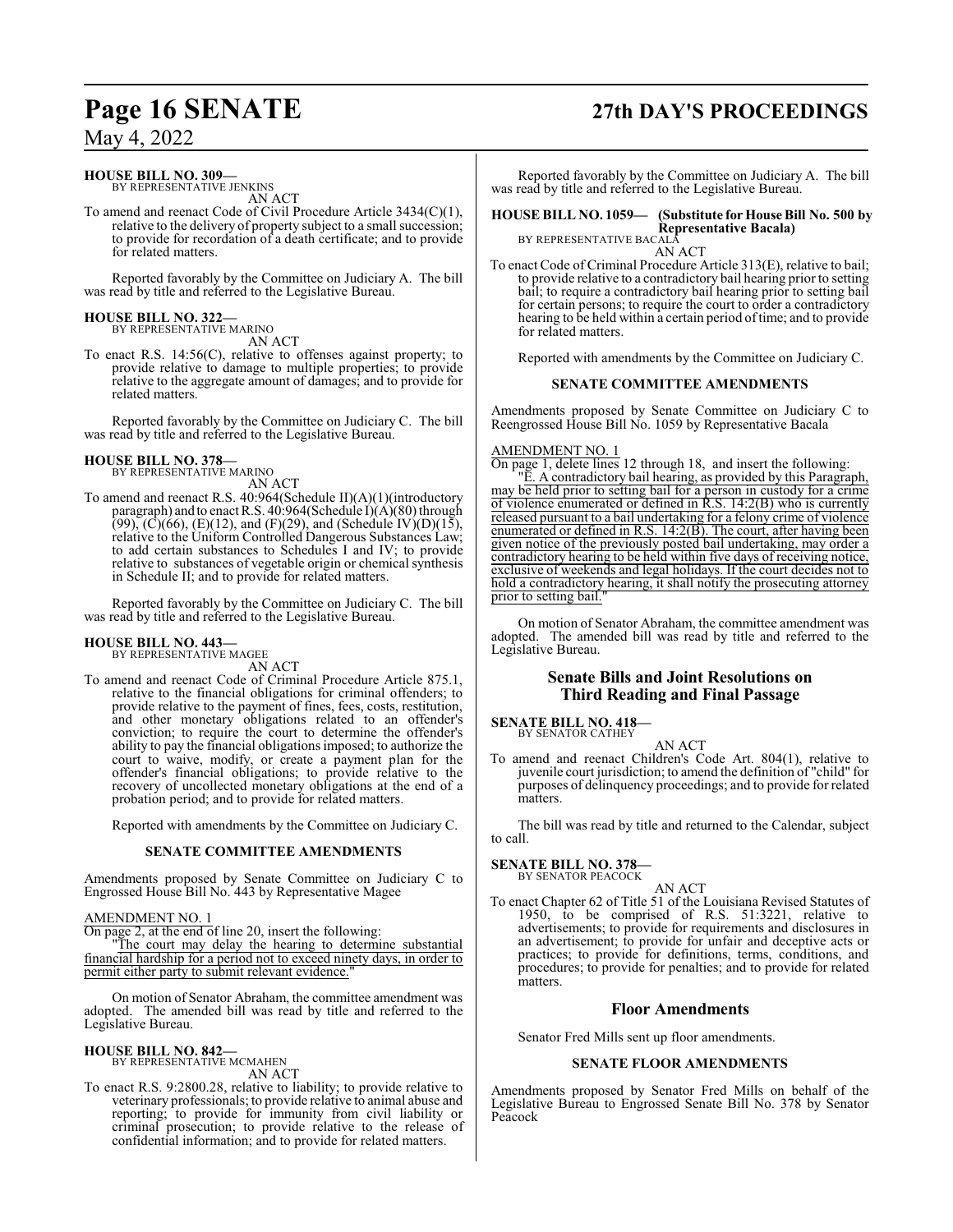**HOUSE BILL NO. 309—**
BY REPRESENTATIVE JENKINS

AN ACT

To amend and reenact Code of Civil Procedure Article 3434(C)(1), relative to the delivery of property subject to a small succession; to provide for recordation of a death certificate; and to provide for related matters.

Reported favorably by the Committee on Judiciary A. The bill was read by title and referred to the Legislative Bureau.

**HOUSE BILL NO. 322—**
BY REPRESENTATIVE MARINO

AN ACT

To enact R.S. 14:56(C), relative to offenses against property; to provide relative to damage to multiple properties; to provide relative to the aggregate amount of damages; and to provide for related matters.

Reported favorably by the Committee on Judiciary C. The bill was read by title and referred to the Legislative Bureau.

**HOUSE BILL NO. 378—**
BY REPRESENTATIVE MARINO

AN ACT

To amend and reenact R.S. 40:964(Schedule II)(A)(1)(introductory paragraph) and to enact R.S. 40:964(Schedule I)(A)(80) through (99), (C)(66), (E)(12), and (F)(29), and (Schedule IV)(D)(15), relative to the Uniform Controlled Dangerous Substances Law; to add certain substances to Schedules I and IV; to provide relative to substances of vegetable origin or chemical synthesis in Schedule II; and to provide for related matters.

Reported favorably by the Committee on Judiciary C. The bill was read by title and referred to the Legislative Bureau.

**HOUSE BILL NO. 443—**
BY REPRESENTATIVE MAGEE

AN ACT

To amend and reenact Code of Criminal Procedure Article 875.1, relative to the financial obligations for criminal offenders; to provide relative to the payment of fines, fees, costs, restitution, and other monetary obligations related to an offender's conviction; to require the court to determine the offender's ability to pay the financial obligations imposed; to authorize the court to waive, modify, or create a payment plan for the offender's financial obligations; to provide relative to the recovery of uncollected monetary obligations at the end of a probation period; and to provide for related matters.

Reported with amendments by the Committee on Judiciary C.

### SENATE COMMITTEE AMENDMENTS

Amendments proposed by Senate Committee on Judiciary C to Engrossed House Bill No. 443 by Representative Magee

AMENDMENT NO. 1

On page 2, at the end of line 20, insert the following:

"The court may delay the hearing to determine substantial financial hardship for a period not to exceed ninety days, in order to permit either party to submit relevant evidence."

On motion of Senator Abraham, the committee amendment was adopted. The amended bill was read by title and referred to the Legislative Bureau.

**HOUSE BILL NO. 842—**
BY REPRESENTATIVE MCMAHEN

AN ACT

To enact R.S. 9:2800.28, relative to liability; to provide relative to veterinary professionals; to provide relative to animal abuse and reporting; to provide for immunity from civil liability or criminal prosecution; to provide relative to the release of confidential information; and to provide for related matters.

Reported favorably by the Committee on Judiciary A. The bill was read by title and referred to the Legislative Bureau.

**HOUSE BILL NO. 1059— (Substitute for House Bill No. 500 by Representative Bacala)**
BY REPRESENTATIVE BACALA

AN ACT

To enact Code of Criminal Procedure Article 313(E), relative to bail; to provide relative to a contradictory bail hearing prior to setting bail; to require a contradictory bail hearing prior to setting bail for certain persons; to require the court to order a contradictory hearing to be held within a certain period of time; and to provide for related matters.

Reported with amendments by the Committee on Judiciary C.

### SENATE COMMITTEE AMENDMENTS

Amendments proposed by Senate Committee on Judiciary C to Reengrossed House Bill No. 1059 by Representative Bacala

AMENDMENT NO. 1

On page 1, delete lines 12 through 18, and insert the following:

"E. A contradictory bail hearing, as provided by this Paragraph, may be held prior to setting bail for a person in custody for a crime of violence enumerated or defined in R.S. 14:2(B) who is currently released pursuant to a bail undertaking for a felony crime of violence enumerated or defined in R.S. 14:2(B). The court, after having been given notice of the previously posted bail undertaking, may order a contradictory hearing to be held within five days of receiving notice, exclusive of weekends and legal holidays. If the court decides not to hold a contradictory hearing, it shall notify the prosecuting attorney prior to setting bail."

On motion of Senator Abraham, the committee amendment was adopted. The amended bill was read by title and referred to the Legislative Bureau.

## Senate Bills and Joint Resolutions on Third Reading and Final Passage

**SENATE BILL NO. 418—**
BY SENATOR CATHEY

AN ACT

To amend and reenact Children's Code Art. 804(1), relative to juvenile court jurisdiction; to amend the definition of "child" for purposes of delinquency proceedings; and to provide for related matters.

The bill was read by title and returned to the Calendar, subject to call.

**SENATE BILL NO. 378—**
BY SENATOR PEACOCK

AN ACT

To enact Chapter 62 of Title 51 of the Louisiana Revised Statutes of 1950, to be comprised of R.S. 51:3221, relative to advertisements; to provide for requirements and disclosures in an advertisement; to provide for unfair and deceptive acts or practices; to provide for definitions, terms, conditions, and procedures; to provide for penalties; and to provide for related matters.

## Floor Amendments

Senator Fred Mills sent up floor amendments.

### SENATE FLOOR AMENDMENTS

Amendments proposed by Senator Fred Mills on behalf of the Legislative Bureau to Engrossed Senate Bill No. 378 by Senator Peacock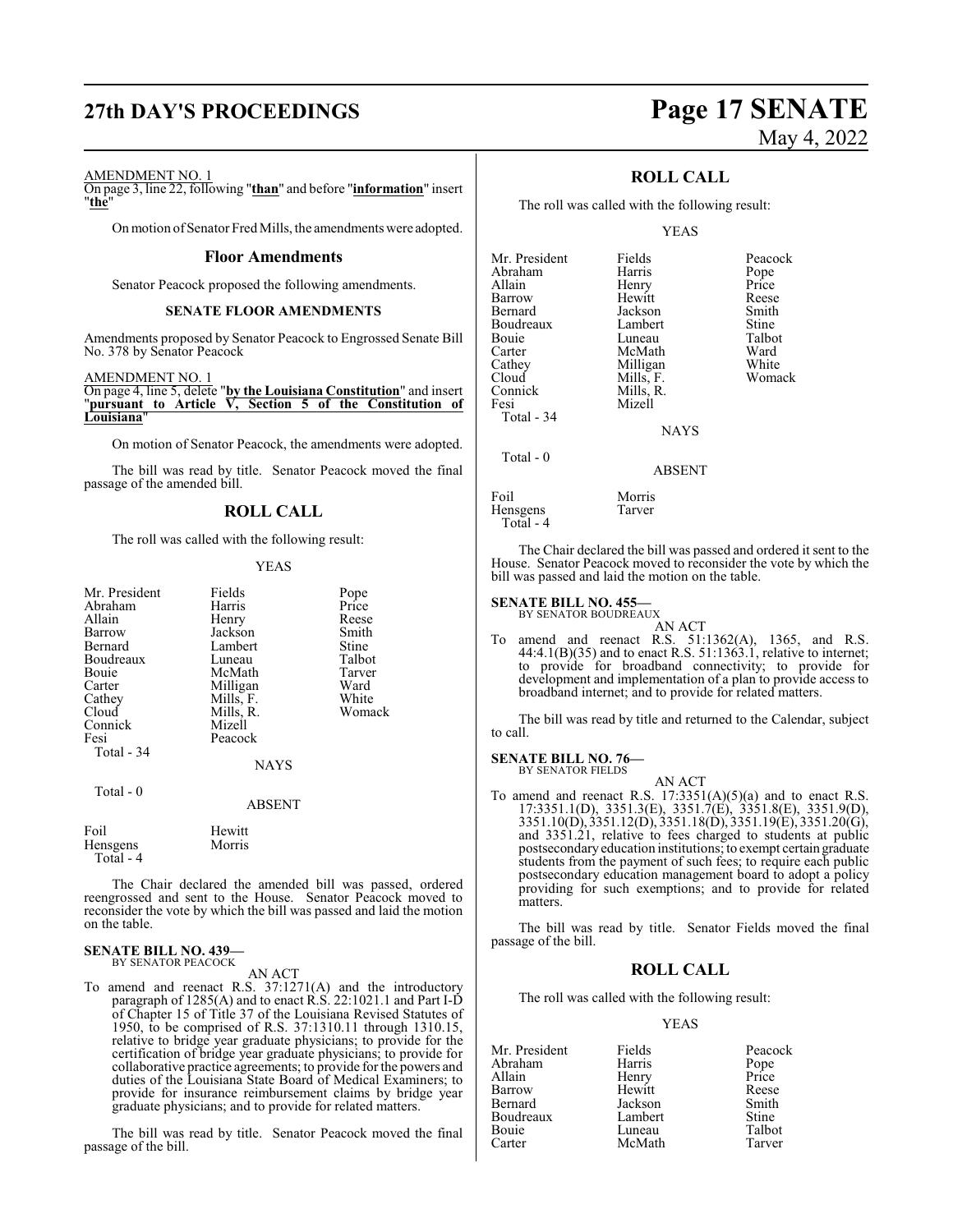AMENDMENT NO. 1

On page 3, line 22, following "**than**" and before "**information**" insert "**the**"

On motion of Senator Fred Mills, the amendments were adopted.

## Floor Amendments

Senator Peacock proposed the following amendments.

### SENATE FLOOR AMENDMENTS

Amendments proposed by Senator Peacock to Engrossed Senate Bill No. 378 by Senator Peacock

AMENDMENT NO. 1

On page 4, line 5, delete "**by the Louisiana Constitution**" and insert "**pursuant to Article V, Section 5 of the Constitution of Louisiana**"

On motion of Senator Peacock, the amendments were adopted.

The bill was read by title. Senator Peacock moved the final passage of the amended bill.

## ROLL CALL

The roll was called with the following result:

YEAS

| | | |
|---|---|---|
| Mr. President | Fields | Pope |
| Abraham | Harris | Price |
| Allain | Henry | Reese |
| Barrow | Jackson | Smith |
| Bernard | Lambert | Stine |
| Boudreaux | Luneau | Talbot |
| Bouie | McMath | Tarver |
| Carter | Milligan | Ward |
| Cathey | Mills, F. | White |
| Cloud | Mills, R. | Womack |
| Connick | Mizell | |
| Fesi | Peacock | |
| Total - 34 | | |

NAYS

Total - 0

ABSENT

| | |
|---|---|
| Foil | Hewitt |
| Hensgens | Morris |
| Total - 4 | |

The Chair declared the amended bill was passed, ordered reengrossed and sent to the House. Senator Peacock moved to reconsider the vote by which the bill was passed and laid the motion on the table.

**SENATE BILL NO. 439—**
BY SENATOR PEACOCK

AN ACT

To amend and reenact R.S. 37:1271(A) and the introductory paragraph of 1285(A) and to enact R.S. 22:1021.1 and Part I-D of Chapter 15 of Title 37 of the Louisiana Revised Statutes of 1950, to be comprised of R.S. 37:1310.11 through 1310.15, relative to bridge year graduate physicians; to provide for the certification of bridge year graduate physicians; to provide for collaborative practice agreements; to provide for the powers and duties of the Louisiana State Board of Medical Examiners; to provide for insurance reimbursement claims by bridge year graduate physicians; and to provide for related matters.

The bill was read by title. Senator Peacock moved the final passage of the bill.

## ROLL CALL

The roll was called with the following result:

YEAS

| | | |
|---|---|---|
| Mr. President | Fields | Peacock |
| Abraham | Harris | Pope |
| Allain | Henry | Price |
| Barrow | Hewitt | Reese |
| Bernard | Jackson | Smith |
| Boudreaux | Lambert | Stine |
| Bouie | Luneau | Talbot |
| Carter | McMath | Ward |
| Cathey | Milligan | White |
| Cloud | Mills, F. | Womack |
| Connick | Mills, R. | |
| Fesi | Mizell | |
| Total - 34 | | |

NAYS

Total - 0

ABSENT

| | |
|---|---|
| Foil | Morris |
| Hensgens | Tarver |
| Total - 4 | |

The Chair declared the bill was passed and ordered it sent to the House. Senator Peacock moved to reconsider the vote by which the bill was passed and laid the motion on the table.

**SENATE BILL NO. 455—**
BY SENATOR BOUDREAUX

AN ACT

To amend and reenact R.S. 51:1362(A), 1365, and R.S. 44:4.1(B)(35) and to enact R.S. 51:1363.1, relative to internet; to provide for broadband connectivity; to provide for development and implementation of a plan to provide access to broadband internet; and to provide for related matters.

The bill was read by title and returned to the Calendar, subject to call.

**SENATE BILL NO. 76—**
BY SENATOR FIELDS

AN ACT

To amend and reenact R.S. 17:3351(A)(5)(a) and to enact R.S. 17:3351.1(D), 3351.3(E), 3351.7(E), 3351.8(E), 3351.9(D), 3351.10(D), 3351.12(D), 3351.18(D), 3351.19(E), 3351.20(G), and 3351.21, relative to fees charged to students at public postsecondary education institutions; to exempt certain graduate students from the payment of such fees; to require each public postsecondary education management board to adopt a policy providing for such exemptions; and to provide for related matters.

The bill was read by title. Senator Fields moved the final passage of the bill.

## ROLL CALL

The roll was called with the following result:

YEAS

| | | |
|---|---|---|
| Mr. President | Fields | Peacock |
| Abraham | Harris | Pope |
| Allain | Henry | Price |
| Barrow | Hewitt | Reese |
| Bernard | Jackson | Smith |
| Boudreaux | Lambert | Stine |
| Bouie | Luneau | Talbot |
| Carter | McMath | Tarver |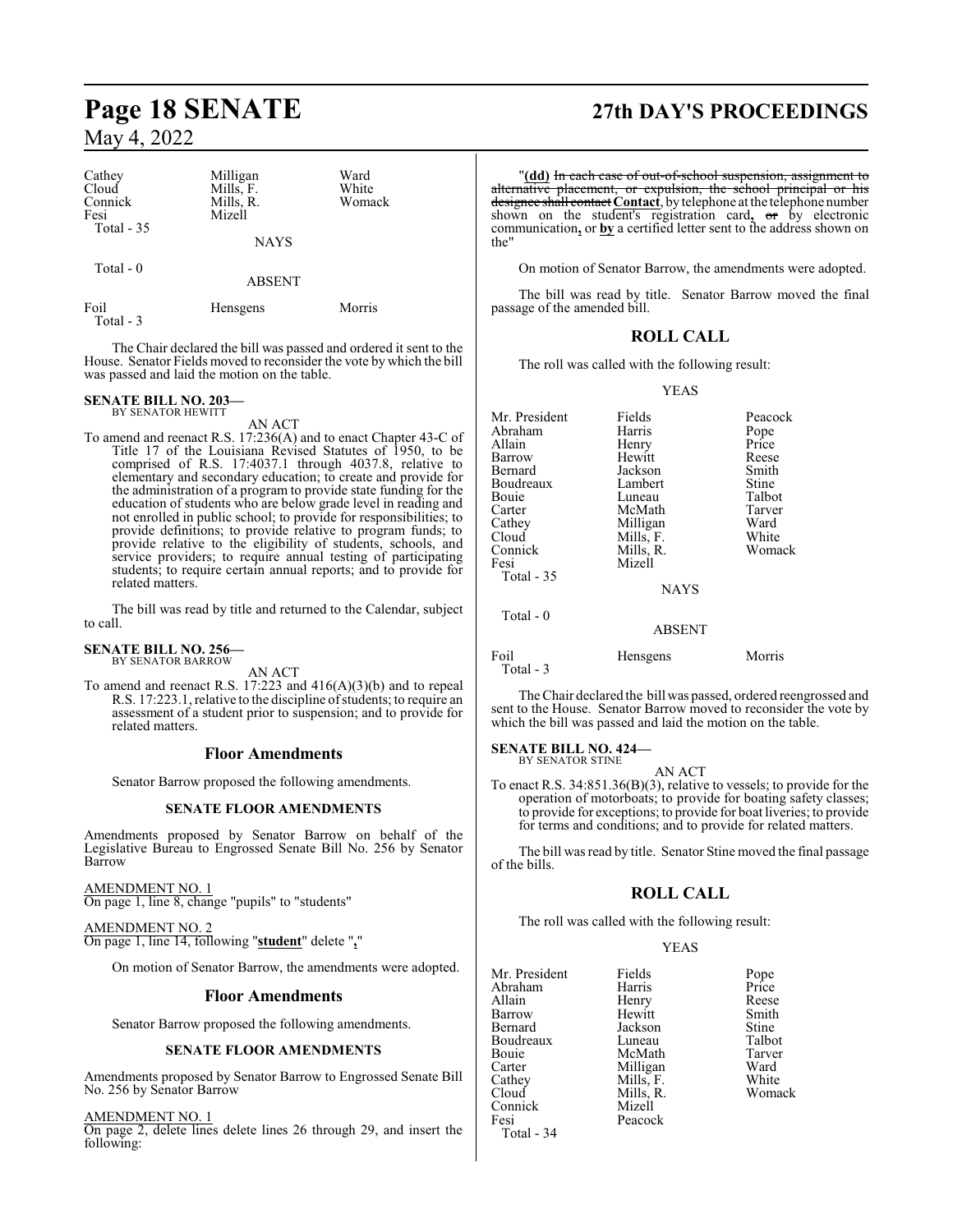| | | |
|---|---|---|
| Cathey | Milligan | Ward |
| Cloud | Mills, F. | White |
| Connick | Mills, R. | Womack |
| Fesi | Mizell | |
| Total - 35 | | |

NAYS

Total - 0

ABSENT

| | | |
|---|---|---|
| Foil | Hensgens | Morris |
| Total - 3 | | |

The Chair declared the bill was passed and ordered it sent to the House. Senator Fields moved to reconsider the vote by which the bill was passed and laid the motion on the table.

**SENATE BILL NO. 203—**
BY SENATOR HEWITT

AN ACT

To amend and reenact R.S. 17:236(A) and to enact Chapter 43-C of Title 17 of the Louisiana Revised Statutes of 1950, to be comprised of R.S. 17:4037.1 through 4037.8, relative to elementary and secondary education; to create and provide for the administration of a program to provide state funding for the education of students who are below grade level in reading and not enrolled in public school; to provide for responsibilities; to provide definitions; to provide relative to program funds; to provide relative to the eligibility of students, schools, and service providers; to require annual testing of participating students; to require certain annual reports; and to provide for related matters.

The bill was read by title and returned to the Calendar, subject to call.

**SENATE BILL NO. 256—**
BY SENATOR BARROW

AN ACT

To amend and reenact R.S. 17:223 and 416(A)(3)(b) and to repeal R.S. 17:223.1, relative to the discipline of students; to require an assessment of a student prior to suspension; and to provide for related matters.

## Floor Amendments

Senator Barrow proposed the following amendments.

### SENATE FLOOR AMENDMENTS

Amendments proposed by Senator Barrow on behalf of the Legislative Bureau to Engrossed Senate Bill No. 256 by Senator Barrow

AMENDMENT NO. 1
On page 1, line 8, change "pupils" to "students"

AMENDMENT NO. 2
On page 1, line 14, following "**student**" delete "**,**"

On motion of Senator Barrow, the amendments were adopted.

## Floor Amendments

Senator Barrow proposed the following amendments.

### SENATE FLOOR AMENDMENTS

Amendments proposed by Senator Barrow to Engrossed Senate Bill No. 256 by Senator Barrow

AMENDMENT NO. 1
On page 2, delete lines delete lines 26 through 29, and insert the following:

"**(dd)** ~~In each case of out-of-school suspension, assignment to alternative placement, or expulsion, the school principal or his designee shall contact~~ **Contact**, by telephone at the telephone number shown on the student's registration card**,** ~~or~~ by electronic communication**,** or **by** a certified letter sent to the address shown on the"

On motion of Senator Barrow, the amendments were adopted.

The bill was read by title. Senator Barrow moved the final passage of the amended bill.

## ROLL CALL

The roll was called with the following result:

YEAS

| | | |
|---|---|---|
| Mr. President | Fields | Peacock |
| Abraham | Harris | Pope |
| Allain | Henry | Price |
| Barrow | Hewitt | Reese |
| Bernard | Jackson | Smith |
| Boudreaux | Lambert | Stine |
| Bouie | Luneau | Talbot |
| Carter | McMath | Tarver |
| Cathey | Milligan | Ward |
| Cloud | Mills, F. | White |
| Connick | Mills, R. | Womack |
| Fesi | Mizell | |
| Total - 35 | | |

NAYS

Total - 0

ABSENT

| | | |
|---|---|---|
| Foil | Hensgens | Morris |
| Total - 3 | | |

The Chair declared the bill was passed, ordered reengrossed and sent to the House. Senator Barrow moved to reconsider the vote by which the bill was passed and laid the motion on the table.

**SENATE BILL NO. 424—**
BY SENATOR STINE

AN ACT

To enact R.S. 34:851.36(B)(3), relative to vessels; to provide for the operation of motorboats; to provide for boating safety classes; to provide for exceptions; to provide for boat liveries; to provide for terms and conditions; and to provide for related matters.

The bill was read by title. Senator Stine moved the final passage of the bills.

## ROLL CALL

The roll was called with the following result:

YEAS

| | | |
|---|---|---|
| Mr. President | Fields | Pope |
| Abraham | Harris | Price |
| Allain | Henry | Reese |
| Barrow | Hewitt | Smith |
| Bernard | Jackson | Stine |
| Boudreaux | Luneau | Talbot |
| Bouie | McMath | Tarver |
| Carter | Milligan | Ward |
| Cathey | Mills, F. | White |
| Cloud | Mills, R. | Womack |
| Connick | Mizell | |
| Fesi | Peacock | |
| Total - 34 | | |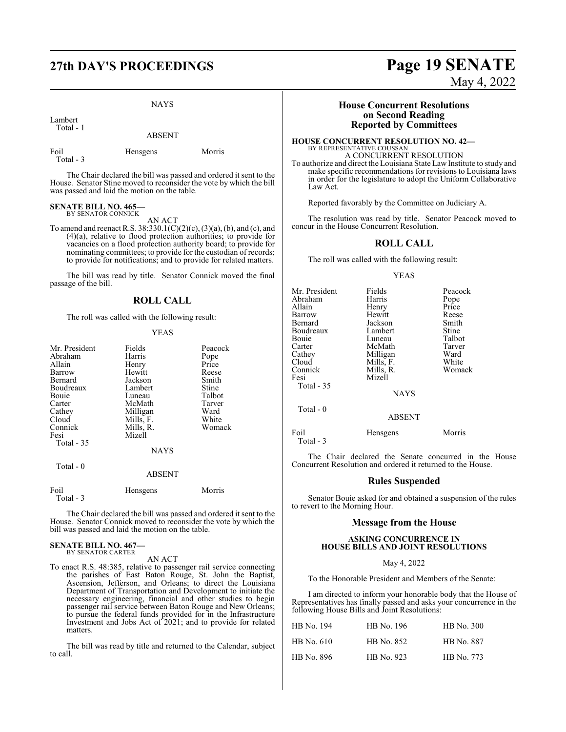NAYS

Lambert
Total - 1

ABSENT

| | | |
|---|---|---|
| Foil | Hensgens | Morris |

Total - 3

The Chair declared the bill was passed and ordered it sent to the House. Senator Stine moved to reconsider the vote by which the bill was passed and laid the motion on the table.

**SENATE BILL NO. 465—**
BY SENATOR CONNICK

AN ACT

To amend and reenact R.S. 38:330.1(C)(2)(c), (3)(a), (b), and (c), and (4)(a), relative to flood protection authorities; to provide for vacancies on a flood protection authority board; to provide for nominating committees; to provide for the custodian of records; to provide for notifications; and to provide for related matters.

The bill was read by title. Senator Connick moved the final passage of the bill.

## ROLL CALL

The roll was called with the following result:

YEAS

| | | |
|---|---|---|
| Mr. President | Fields | Peacock |
| Abraham | Harris | Pope |
| Allain | Henry | Price |
| Barrow | Hewitt | Reese |
| Bernard | Jackson | Smith |
| Boudreaux | Lambert | Stine |
| Bouie | Luneau | Talbot |
| Carter | McMath | Tarver |
| Cathey | Milligan | Ward |
| Cloud | Mills, F. | White |
| Connick | Mills, R. | Womack |
| Fesi | Mizell | |

Total - 35

NAYS

Total - 0

ABSENT

| | | |
|---|---|---|
| Foil | Hensgens | Morris |

Total - 3

The Chair declared the bill was passed and ordered it sent to the House. Senator Connick moved to reconsider the vote by which the bill was passed and laid the motion on the table.

**SENATE BILL NO. 467—**
BY SENATOR CARTER

AN ACT

To enact R.S. 48:385, relative to passenger rail service connecting the parishes of East Baton Rouge, St. John the Baptist, Ascension, Jefferson, and Orleans; to direct the Louisiana Department of Transportation and Development to initiate the necessary engineering, financial and other studies to begin passenger rail service between Baton Rouge and New Orleans; to pursue the federal funds provided for in the Infrastructure Investment and Jobs Act of 2021; and to provide for related matters.

The bill was read by title and returned to the Calendar, subject to call.

## House Concurrent Resolutions on Second Reading Reported by Committees

**HOUSE CONCURRENT RESOLUTION NO. 42—**
BY REPRESENTATIVE COUSSAN

A CONCURRENT RESOLUTION

To authorize and direct the Louisiana State Law Institute to study and make specific recommendations for revisions to Louisiana laws in order for the legislature to adopt the Uniform Collaborative Law Act.

Reported favorably by the Committee on Judiciary A.

The resolution was read by title. Senator Peacock moved to concur in the House Concurrent Resolution.

## ROLL CALL

The roll was called with the following result:

YEAS

| | | |
|---|---|---|
| Mr. President | Fields | Peacock |
| Abraham | Harris | Pope |
| Allain | Henry | Price |
| Barrow | Hewitt | Reese |
| Bernard | Jackson | Smith |
| Boudreaux | Lambert | Stine |
| Bouie | Luneau | Talbot |
| Carter | McMath | Tarver |
| Cathey | Milligan | Ward |
| Cloud | Mills, F. | White |
| Connick | Mills, R. | Womack |
| Fesi | Mizell | |

Total - 35

NAYS

Total - 0

ABSENT

| | | |
|---|---|---|
| Foil | Hensgens | Morris |

Total - 3

The Chair declared the Senate concurred in the House Concurrent Resolution and ordered it returned to the House.

## Rules Suspended

Senator Bouie asked for and obtained a suspension of the rules to revert to the Morning Hour.

## Message from the House

### ASKING CONCURRENCE IN HOUSE BILLS AND JOINT RESOLUTIONS

May 4, 2022

To the Honorable President and Members of the Senate:

I am directed to inform your honorable body that the House of Representatives has finally passed and asks your concurrence in the following House Bills and Joint Resolutions:

| | | |
|---|---|---|
| HB No. 194 | HB No. 196 | HB No. 300 |
| HB No. 610 | HB No. 852 | HB No. 887 |
| HB No. 896 | HB No. 923 | HB No. 773 |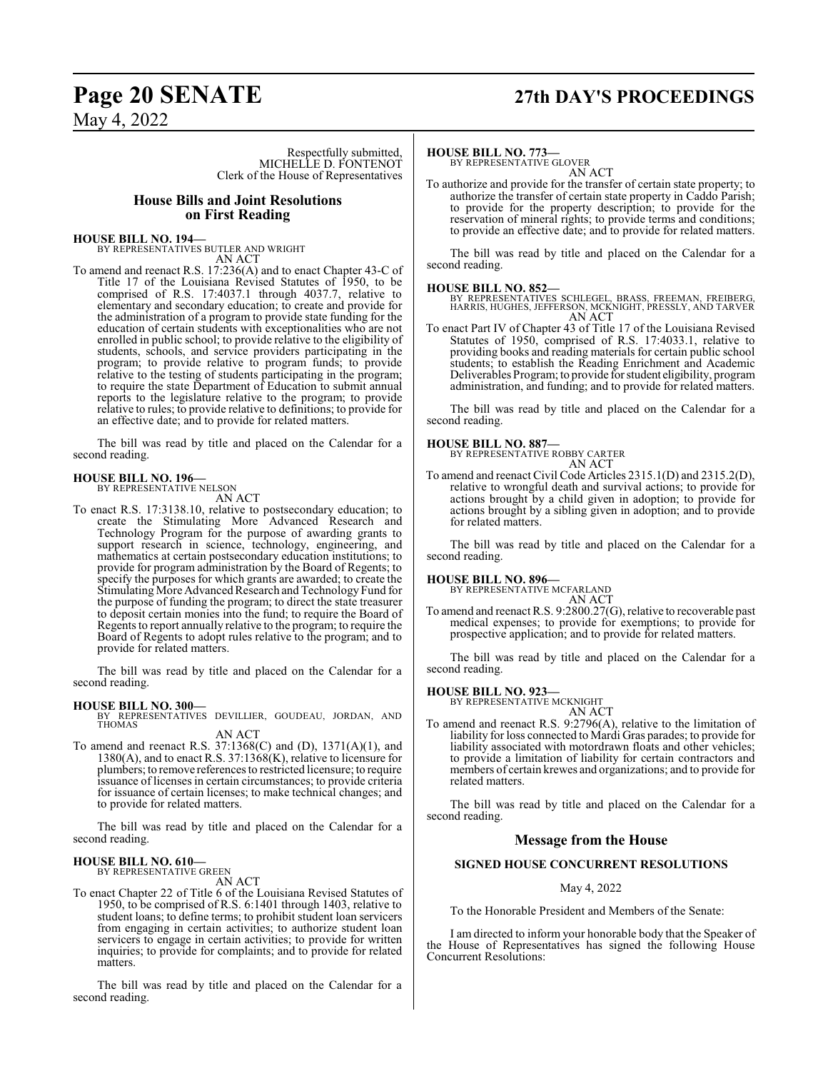Respectfully submitted,
MICHELLE D. FONTENOT
Clerk of the House of Representatives

## House Bills and Joint Resolutions on First Reading

**HOUSE BILL NO. 194—**
BY REPRESENTATIVES BUTLER AND WRIGHT
AN ACT

To amend and reenact R.S. 17:236(A) and to enact Chapter 43-C of Title 17 of the Louisiana Revised Statutes of 1950, to be comprised of R.S. 17:4037.1 through 4037.7, relative to elementary and secondary education; to create and provide for the administration of a program to provide state funding for the education of certain students with exceptionalities who are not enrolled in public school; to provide relative to the eligibility of students, schools, and service providers participating in the program; to provide relative to program funds; to provide relative to the testing of students participating in the program; to require the state Department of Education to submit annual reports to the legislature relative to the program; to provide relative to rules; to provide relative to definitions; to provide for an effective date; and to provide for related matters.

The bill was read by title and placed on the Calendar for a second reading.

**HOUSE BILL NO. 196—**
BY REPRESENTATIVE NELSON
AN ACT

To enact R.S. 17:3138.10, relative to postsecondary education; to create the Stimulating More Advanced Research and Technology Program for the purpose of awarding grants to support research in science, technology, engineering, and mathematics at certain postsecondary education institutions; to provide for program administration by the Board of Regents; to specify the purposes for which grants are awarded; to create the Stimulating More Advanced Research and Technology Fund for the purpose of funding the program; to direct the state treasurer to deposit certain monies into the fund; to require the Board of Regents to report annually relative to the program; to require the Board of Regents to adopt rules relative to the program; and to provide for related matters.

The bill was read by title and placed on the Calendar for a second reading.

**HOUSE BILL NO. 300—**
BY REPRESENTATIVES DEVILLIER, GOUDEAU, JORDAN, AND THOMAS
AN ACT

To amend and reenact R.S. 37:1368(C) and (D), 1371(A)(1), and 1380(A), and to enact R.S. 37:1368(K), relative to licensure for plumbers; to remove references to restricted licensure; to require issuance of licenses in certain circumstances; to provide criteria for issuance of certain licenses; to make technical changes; and to provide for related matters.

The bill was read by title and placed on the Calendar for a second reading.

**HOUSE BILL NO. 610—**
BY REPRESENTATIVE GREEN
AN ACT

To enact Chapter 22 of Title 6 of the Louisiana Revised Statutes of 1950, to be comprised of R.S. 6:1401 through 1403, relative to student loans; to define terms; to prohibit student loan servicers from engaging in certain activities; to authorize student loan servicers to engage in certain activities; to provide for written inquiries; to provide for complaints; and to provide for related matters.

The bill was read by title and placed on the Calendar for a second reading.

**HOUSE BILL NO. 773—**
BY REPRESENTATIVE GLOVER
AN ACT

To authorize and provide for the transfer of certain state property; to authorize the transfer of certain state property in Caddo Parish; to provide for the property description; to provide for the reservation of mineral rights; to provide terms and conditions; to provide an effective date; and to provide for related matters.

The bill was read by title and placed on the Calendar for a second reading.

**HOUSE BILL NO. 852—**
BY REPRESENTATIVES SCHLEGEL, BRASS, FREEMAN, FREIBERG, HARRIS, HUGHES, JEFFERSON, MCKNIGHT, PRESSLY, AND TARVER
AN ACT

To enact Part IV of Chapter 43 of Title 17 of the Louisiana Revised Statutes of 1950, comprised of R.S. 17:4033.1, relative to providing books and reading materials for certain public school students; to establish the Reading Enrichment and Academic Deliverables Program; to provide for student eligibility, program administration, and funding; and to provide for related matters.

The bill was read by title and placed on the Calendar for a second reading.

**HOUSE BILL NO. 887—**
BY REPRESENTATIVE ROBBY CARTER
AN ACT

To amend and reenact Civil Code Articles 2315.1(D) and 2315.2(D), relative to wrongful death and survival actions; to provide for actions brought by a child given in adoption; to provide for actions brought by a sibling given in adoption; and to provide for related matters.

The bill was read by title and placed on the Calendar for a second reading.

**HOUSE BILL NO. 896—**
BY REPRESENTATIVE MCFARLAND
AN ACT

To amend and reenact R.S. 9:2800.27(G), relative to recoverable past medical expenses; to provide for exemptions; to provide for prospective application; and to provide for related matters.

The bill was read by title and placed on the Calendar for a second reading.

**HOUSE BILL NO. 923—**
BY REPRESENTATIVE MCKNIGHT
AN ACT

To amend and reenact R.S. 9:2796(A), relative to the limitation of liability for loss connected to Mardi Gras parades; to provide for liability associated with motordrawn floats and other vehicles; to provide a limitation of liability for certain contractors and members of certain krewes and organizations; and to provide for related matters.

The bill was read by title and placed on the Calendar for a second reading.

## Message from the House

### SIGNED HOUSE CONCURRENT RESOLUTIONS

May 4, 2022

To the Honorable President and Members of the Senate:

I am directed to inform your honorable body that the Speaker of the House of Representatives has signed the following House Concurrent Resolutions: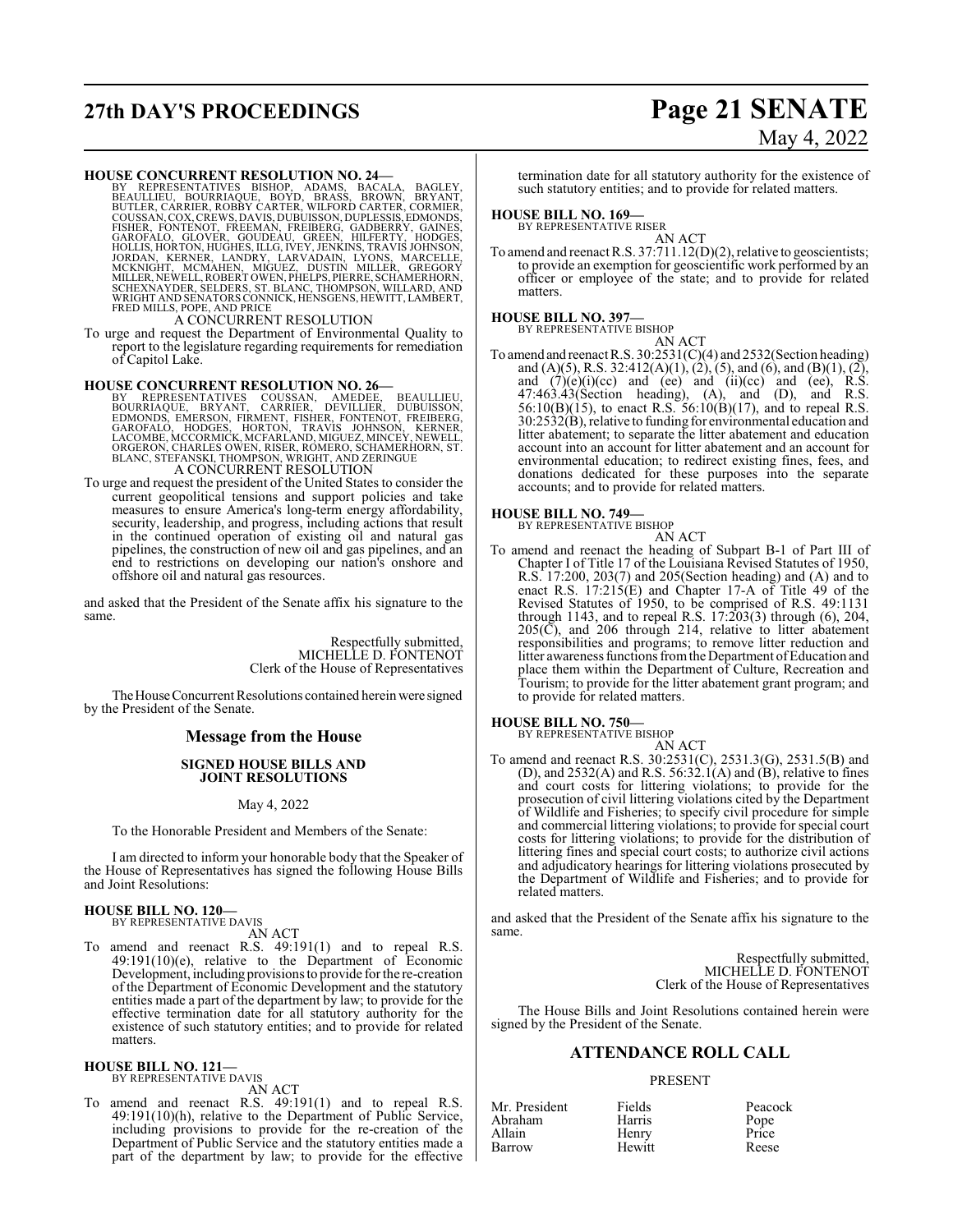**HOUSE CONCURRENT RESOLUTION NO. 24—**

BY REPRESENTATIVES BISHOP, ADAMS, BACALA, BAGLEY, BEAULLIEU, BOURRIAQUE, BOYD, BRASS, BROWN, BRYANT, BUTLER, CARRIER, ROBBY CARTER, WILFORD CARTER, CORMIER, COUSSAN, COX, CREWS, DAVIS, DUBUISSON, DUPLESSIS, EDMONDS, FISHER, FONTENOT, FREEMAN, FREIBERG, GADBERRY, GAINES, GAROFALO, GLOVER, GOUDEAU, GREEN, HILFERTY, HODGES, HOLLIS, HORTON, HUGHES, ILLG, IVEY, JENKINS, TRAVIS JOHNSON, JORDAN, KERNER, LANDRY, LARVADAIN, LYONS, MARCELLE, MCKNIGHT, MCMAHEN, MIGUEZ, DUSTIN MILLER, GREGORY MILLER, NEWELL, ROBERT OWEN, PHELPS, PIERRE, SCHAMERHORN, SCHEXNAYDER, SELDERS, ST. BLANC, THOMPSON, WILLARD, AND WRIGHT AND SENATORS CONNICK, HENSGENS, HEWITT, LAMBERT, FRED MILLS, POPE, AND PRICE

A CONCURRENT RESOLUTION

To urge and request the Department of Environmental Quality to report to the legislature regarding requirements for remediation of Capitol Lake.

**HOUSE CONCURRENT RESOLUTION NO. 26—**

BY REPRESENTATIVES COUSSAN, AMEDEE, BEAULLIEU, BOURRIAQUE, BRYANT, CARRIER, DEVILLIER, DUBUISSON, EDMONDS, EMERSON, FIRMENT, FISHER, FONTENOT, FREIBERG, GAROFALO, HODGES, HORTON, TRAVIS JOHNSON, KERNER, LACOMBE, MCCORMICK, MCFARLAND, MIGUEZ, MINCEY, NEWELL, ORGERON, CHARLES OWEN, RISER, ROMERO, SCHAMERHORN, ST. BLANC, STEFANSKI, THOMPSON, WRIGHT, AND ZERINGUE

A CONCURRENT RESOLUTION

To urge and request the president of the United States to consider the current geopolitical tensions and support policies and take measures to ensure America's long-term energy affordability, security, leadership, and progress, including actions that result in the continued operation of existing oil and natural gas pipelines, the construction of new oil and gas pipelines, and an end to restrictions on developing our nation's onshore and offshore oil and natural gas resources.

and asked that the President of the Senate affix his signature to the same.

Respectfully submitted,
MICHELLE D. FONTENOT
Clerk of the House of Representatives

The House Concurrent Resolutions contained herein were signed by the President of the Senate.

## Message from the House

### SIGNED HOUSE BILLS AND JOINT RESOLUTIONS

May 4, 2022

To the Honorable President and Members of the Senate:

I am directed to inform your honorable body that the Speaker of the House of Representatives has signed the following House Bills and Joint Resolutions:

**HOUSE BILL NO. 120—**

BY REPRESENTATIVE DAVIS

AN ACT

To amend and reenact R.S. 49:191(1) and to repeal R.S. 49:191(10)(e), relative to the Department of Economic Development, including provisions to provide for the re-creation of the Department of Economic Development and the statutory entities made a part of the department by law; to provide for the effective termination date for all statutory authority for the existence of such statutory entities; and to provide for related matters.

**HOUSE BILL NO. 121—**

BY REPRESENTATIVE DAVIS

AN ACT

To amend and reenact R.S. 49:191(1) and to repeal R.S. 49:191(10)(h), relative to the Department of Public Service, including provisions to provide for the re-creation of the Department of Public Service and the statutory entities made a part of the department by law; to provide for the effective termination date for all statutory authority for the existence of such statutory entities; and to provide for related matters.

**HOUSE BILL NO. 169—**

BY REPRESENTATIVE RISER

AN ACT

To amend and reenact R.S. 37:711.12(D)(2), relative to geoscientists; to provide an exemption for geoscientific work performed by an officer or employee of the state; and to provide for related matters.

**HOUSE BILL NO. 397—**

BY REPRESENTATIVE BISHOP

AN ACT

To amend and reenact R.S. 30:2531(C)(4) and 2532(Section heading) and (A)(5), R.S. 32:412(A)(1), (2), (5), and (6), and (B)(1), (2), and (7)(e)(i)(cc) and (ee) and (ii)(cc) and (ee), R.S. 47:463.43(Section heading), (A), and (D), and R.S. 56:10(B)(15), to enact R.S. 56:10(B)(17), and to repeal R.S. 30:2532(B), relative to funding for environmental education and litter abatement; to separate the litter abatement and education account into an account for litter abatement and an account for environmental education; to redirect existing fines, fees, and donations dedicated for these purposes into the separate accounts; and to provide for related matters.

**HOUSE BILL NO. 749—**

BY REPRESENTATIVE BISHOP

AN ACT

To amend and reenact the heading of Subpart B-1 of Part III of Chapter I of Title 17 of the Louisiana Revised Statutes of 1950, R.S. 17:200, 203(7) and 205(Section heading) and (A) and to enact R.S. 17:215(E) and Chapter 17-A of Title 49 of the Revised Statutes of 1950, to be comprised of R.S. 49:1131 through 1143, and to repeal R.S. 17:203(3) through (6), 204, 205(C), and 206 through 214, relative to litter abatement responsibilities and programs; to remove litter reduction and litter awareness functions from the Department of Education and place them within the Department of Culture, Recreation and Tourism; to provide for the litter abatement grant program; and to provide for related matters.

**HOUSE BILL NO. 750—**

BY REPRESENTATIVE BISHOP

AN ACT

To amend and reenact R.S. 30:2531(C), 2531.3(G), 2531.5(B) and (D), and 2532(A) and R.S. 56:32.1(A) and (B), relative to fines and court costs for littering violations; to provide for the prosecution of civil littering violations cited by the Department of Wildlife and Fisheries; to specify civil procedure for simple and commercial littering violations; to provide for special court costs for littering violations; to provide for the distribution of littering fines and special court costs; to authorize civil actions and adjudicatory hearings for littering violations prosecuted by the Department of Wildlife and Fisheries; and to provide for related matters.

and asked that the President of the Senate affix his signature to the same.

Respectfully submitted,
MICHELLE D. FONTENOT
Clerk of the House of Representatives

The House Bills and Joint Resolutions contained herein were signed by the President of the Senate.

## ATTENDANCE ROLL CALL

PRESENT

| | | |
|---|---|---|
| Mr. President | Fields | Peacock |
| Abraham | Harris | Pope |
| Allain | Henry | Price |
| Barrow | Hewitt | Reese |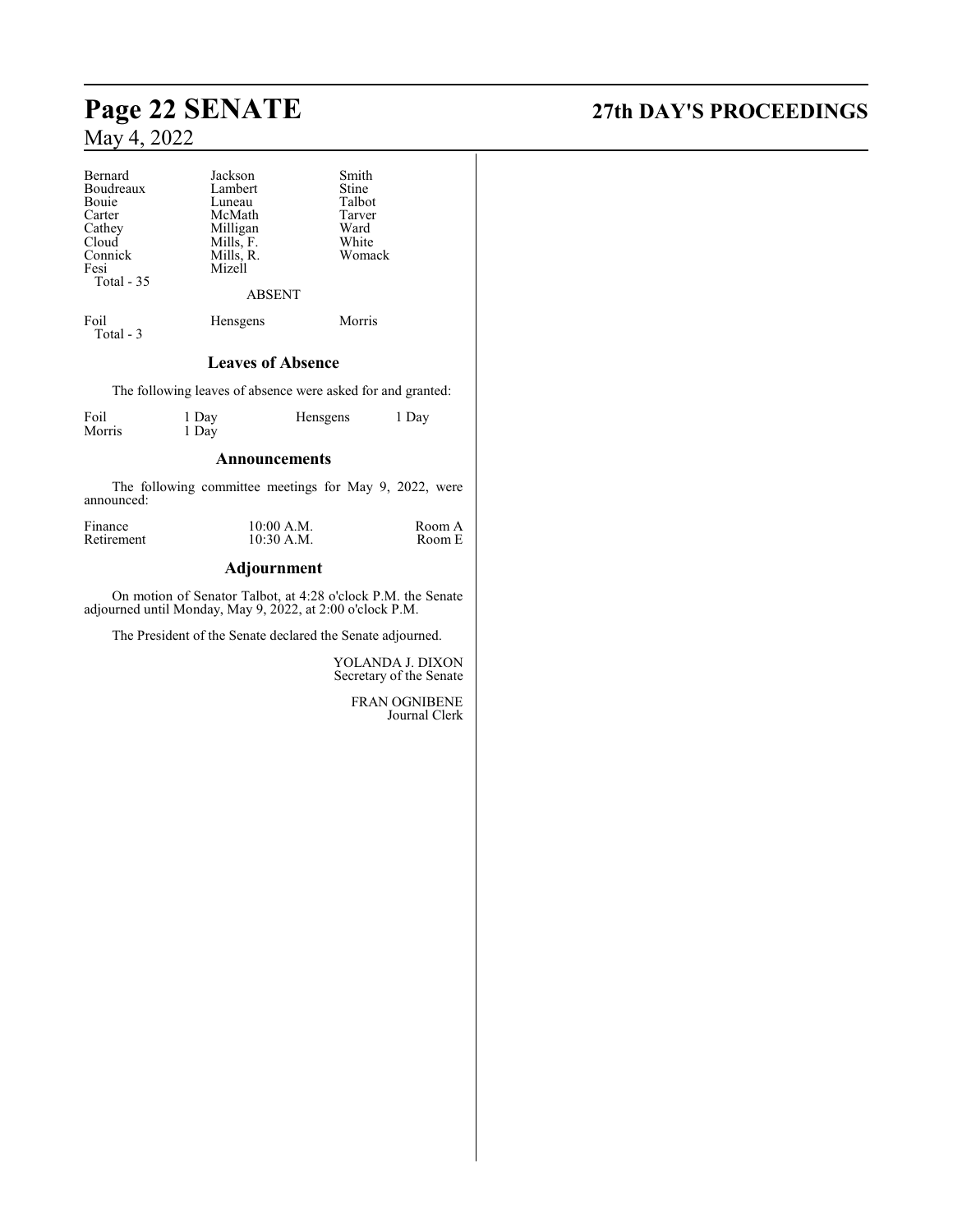| | | |
|---|---|---|
| Bernard | Jackson | Smith |
| Boudreaux | Lambert | Stine |
| Bouie | Luneau | Talbot |
| Carter | McMath | Tarver |
| Cathey | Milligan | Ward |
| Cloud | Mills, F. | White |
| Connick | Mills, R. | Womack |
| Fesi | Mizell | |

Total - 35

ABSENT

| | | |
|---|---|---|
| Foil | Hensgens | Morris |

Total - 3

## Leaves of Absence

The following leaves of absence were asked for and granted:

| | | | |
|---|---|---|---|
| Foil | 1 Day | Hensgens | 1 Day |
| Morris | 1 Day | | |

## Announcements

The following committee meetings for May 9, 2022, were announced:

| | | |
|---|---|---|
| Finance | 10:00 A.M. | Room A |
| Retirement | 10:30 A.M. | Room E |

## Adjournment

On motion of Senator Talbot, at 4:28 o'clock P.M. the Senate adjourned until Monday, May 9, 2022, at 2:00 o'clock P.M.

The President of the Senate declared the Senate adjourned.

YOLANDA J. DIXON
Secretary of the Senate

FRAN OGNIBENE
Journal Clerk